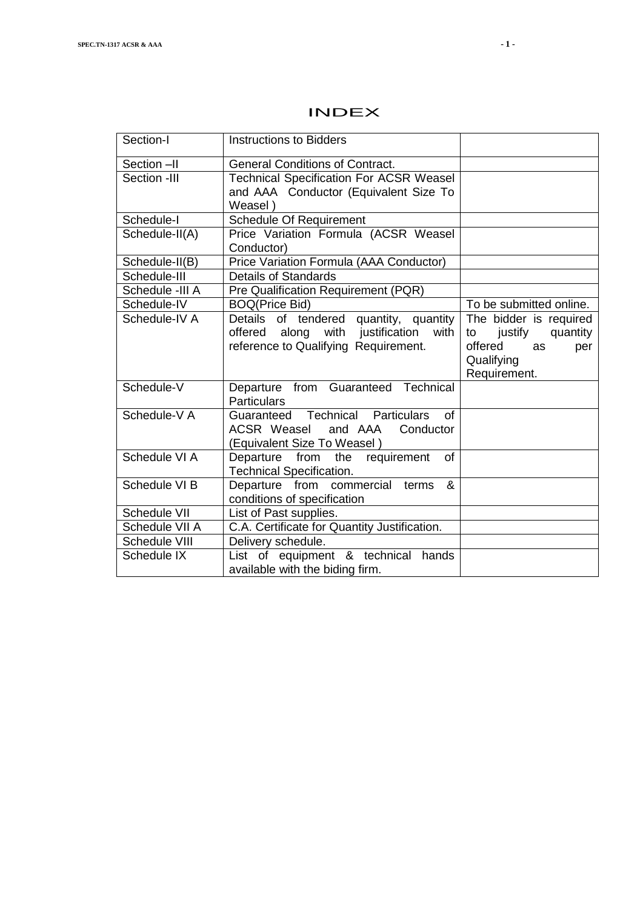# INDEX

| | | |
|---|---|---|
| Section-I | Instructions to Bidders | |
| Section –II | General Conditions of Contract. | |
| Section -III | Technical Specification For ACSR Weasel and AAA Conductor (Equivalent Size To Weasel ) | |
| Schedule-I | Schedule Of Requirement | |
| Schedule-II(A) | Price Variation Formula (ACSR Weasel Conductor) | |
| Schedule-II(B) | Price Variation Formula (AAA Conductor) | |
| Schedule-III | Details of Standards | |
| Schedule -III A | Pre Qualification Requirement (PQR) | |
| Schedule-IV | BOQ(Price Bid) | To be submitted online. |
| Schedule-IV A | Details of tendered quantity, quantity offered along with justification with reference to Qualifying Requirement. | The bidder is required to justify quantity offered as per Qualifying Requirement. |
| Schedule-V | Departure from Guaranteed Technical Particulars | |
| Schedule-V A | Guaranteed Technical Particulars of ACSR Weasel and AAA Conductor (Equivalent Size To Weasel ) | |
| Schedule VI A | Departure from the requirement of Technical Specification. | |
| Schedule VI B | Departure from commercial terms & conditions of specification | |
| Schedule VII | List of Past supplies. | |
| Schedule VII A | C.A. Certificate for Quantity Justification. | |
| Schedule VIII | Delivery schedule. | |
| Schedule IX | List of equipment & technical hands available with the biding firm. | |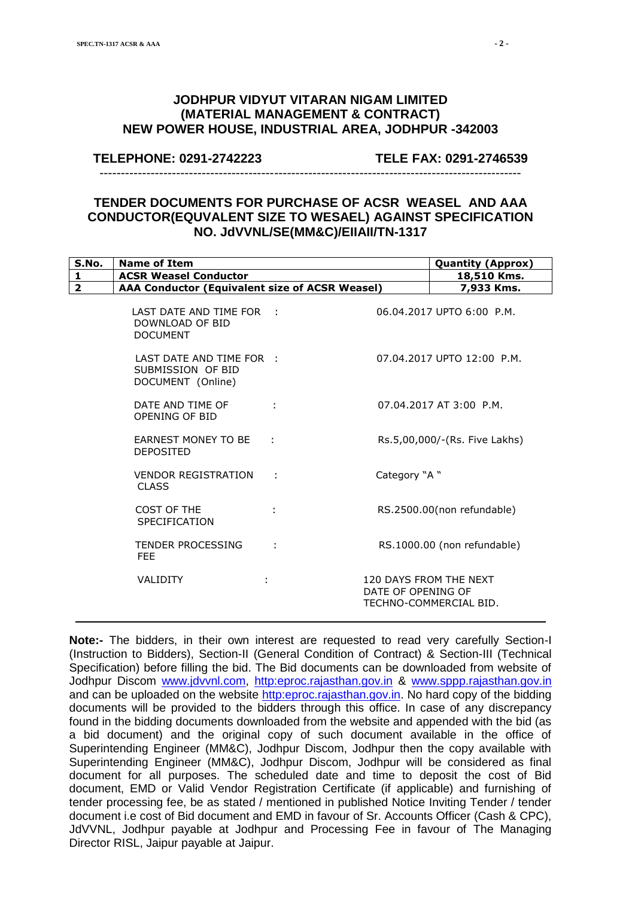**JODHPUR VIDYUT VITARAN NIGAM LIMITED**
**(MATERIAL MANAGEMENT & CONTRACT)**
**NEW POWER HOUSE, INDUSTRIAL AREA, JODHPUR -342003**

**TELEPHONE: 0291-2742223** **TELE FAX: 0291-2746539**

---

## TENDER DOCUMENTS FOR PURCHASE OF ACSR WEASEL AND AAA CONDUCTOR(EQUVALENT SIZE TO WESAEL) AGAINST SPECIFICATION NO. JdVVNL/SE(MM&C)/EIIAII/TN-1317

| S.No. | Name of Item | Quantity (Approx) |
|---|---|---|
| 1 | ACSR Weasel Conductor | 18,510 Kms. |
| 2 | AAA Conductor (Equivalent size of ACSR Weasel) | 7,933 Kms. |

| | | |
|---|---|---|
| LAST DATE AND TIME FOR DOWNLOAD OF BID DOCUMENT | : | 06.04.2017 UPTO 6:00 P.M. |
| LAST DATE AND TIME FOR SUBMISSION OF BID DOCUMENT (Online) | : | 07.04.2017 UPTO 12:00 P.M. |
| DATE AND TIME OF OPENING OF BID | : | 07.04.2017 AT 3:00 P.M. |
| EARNEST MONEY TO BE DEPOSITED | : | Rs.5,00,000/-(Rs. Five Lakhs) |
| VENDOR REGISTRATION CLASS | : | Category "A " |
| COST OF THE SPECIFICATION | : | RS.2500.00(non refundable) |
| TENDER PROCESSING FEE | : | RS.1000.00 (non refundable) |
| VALIDITY | : | 120 DAYS FROM THE NEXT DATE OF OPENING OF TECHNO-COMMERCIAL BID. |

---

**Note:-** The bidders, in their own interest are requested to read very carefully Section-I (Instruction to Bidders), Section-II (General Condition of Contract) & Section-III (Technical Specification) before filling the bid. The Bid documents can be downloaded from website of Jodhpur Discom www.jdvvnl.com, http:eproc.rajasthan.gov.in & www.sppp.rajasthan.gov.in and can be uploaded on the website http:eproc.rajasthan.gov.in. No hard copy of the bidding documents will be provided to the bidders through this office. In case of any discrepancy found in the bidding documents downloaded from the website and appended with the bid (as a bid document) and the original copy of such document available in the office of Superintending Engineer (MM&C), Jodhpur Discom, Jodhpur then the copy available with Superintending Engineer (MM&C), Jodhpur Discom, Jodhpur will be considered as final document for all purposes. The scheduled date and time to deposit the cost of Bid document, EMD or Valid Vendor Registration Certificate (if applicable) and furnishing of tender processing fee, be as stated / mentioned in published Notice Inviting Tender / tender document i.e cost of Bid document and EMD in favour of Sr. Accounts Officer (Cash & CPC), JdVVNL, Jodhpur payable at Jodhpur and Processing Fee in favour of The Managing Director RISL, Jaipur payable at Jaipur.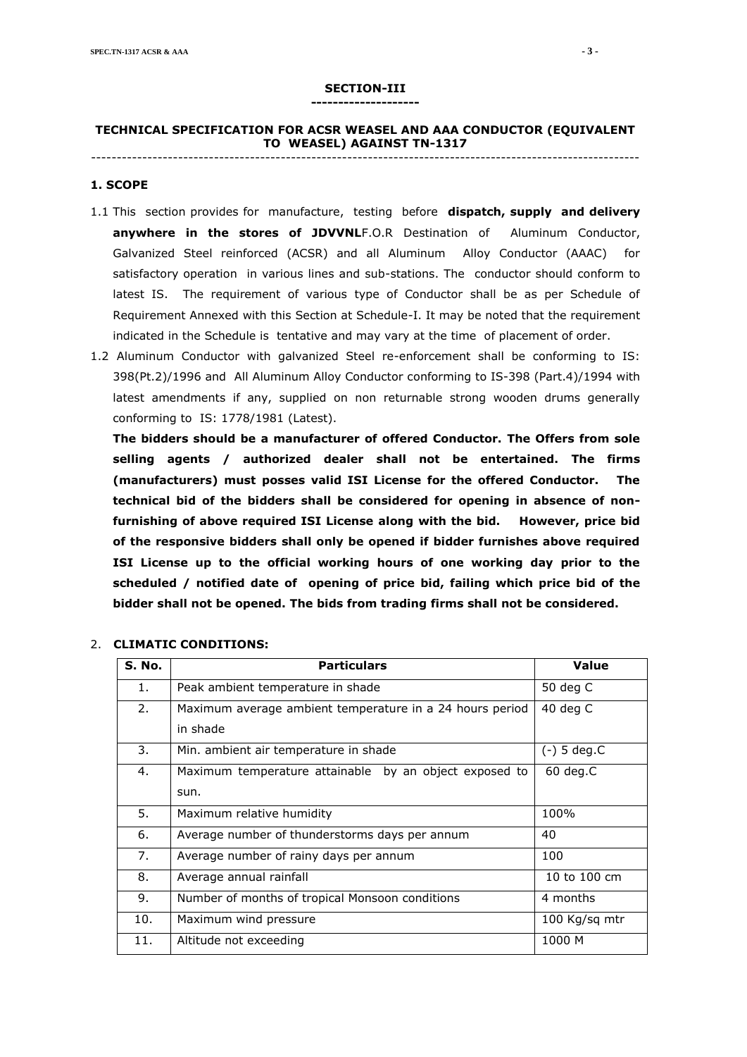# SECTION-III

## TECHNICAL SPECIFICATION FOR ACSR WEASEL AND AAA CONDUCTOR (EQUIVALENT TO WEASEL) AGAINST TN-1317

---

### 1. SCOPE

1.1 This section provides for manufacture, testing before **dispatch, supply and delivery anywhere in the stores of JDVVNL**F.O.R Destination of Aluminum Conductor, Galvanized Steel reinforced (ACSR) and all Aluminum Alloy Conductor (AAAC) for satisfactory operation in various lines and sub-stations. The conductor should conform to latest IS. The requirement of various type of Conductor shall be as per Schedule of Requirement Annexed with this Section at Schedule-I. It may be noted that the requirement indicated in the Schedule is tentative and may vary at the time of placement of order.

1.2 Aluminum Conductor with galvanized Steel re-enforcement shall be conforming to IS: 398(Pt.2)/1996 and All Aluminum Alloy Conductor conforming to IS-398 (Part.4)/1994 with latest amendments if any, supplied on non returnable strong wooden drums generally conforming to IS: 1778/1981 (Latest).

**The bidders should be a manufacturer of offered Conductor. The Offers from sole selling agents / authorized dealer shall not be entertained. The firms (manufacturers) must posses valid ISI License for the offered Conductor. The technical bid of the bidders shall be considered for opening in absence of non-furnishing of above required ISI License along with the bid. However, price bid of the responsive bidders shall only be opened if bidder furnishes above required ISI License up to the official working hours of one working day prior to the scheduled / notified date of opening of price bid, failing which price bid of the bidder shall not be opened. The bids from trading firms shall not be considered.**

### 2. CLIMATIC CONDITIONS:

| S. No. | Particulars | Value |
|---|---|---|
| 1. | Peak ambient temperature in shade | 50 deg C |
| 2. | Maximum average ambient temperature in a 24 hours period in shade | 40 deg C |
| 3. | Min. ambient air temperature in shade | (-) 5 deg.C |
| 4. | Maximum temperature attainable by an object exposed to sun. | 60 deg.C |
| 5. | Maximum relative humidity | 100% |
| 6. | Average number of thunderstorms days per annum | 40 |
| 7. | Average number of rainy days per annum | 100 |
| 8. | Average annual rainfall | 10 to 100 cm |
| 9. | Number of months of tropical Monsoon conditions | 4 months |
| 10. | Maximum wind pressure | 100 Kg/sq mtr |
| 11. | Altitude not exceeding | 1000 M |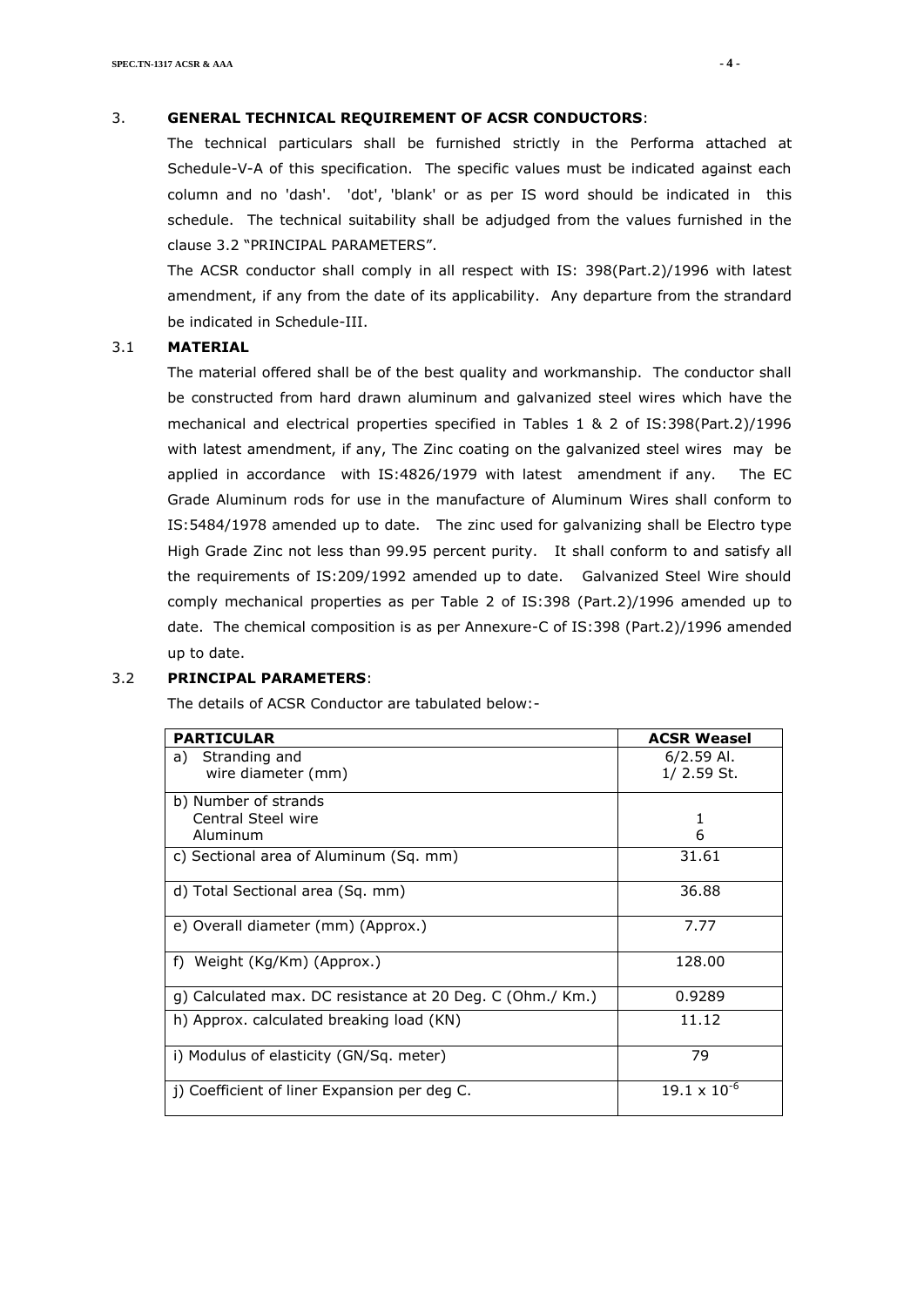## 3. GENERAL TECHNICAL REQUIREMENT OF ACSR CONDUCTORS:

The technical particulars shall be furnished strictly in the Performa attached at Schedule-V-A of this specification. The specific values must be indicated against each column and no 'dash'. 'dot', 'blank' or as per IS word should be indicated in this schedule. The technical suitability shall be adjudged from the values furnished in the clause 3.2 "PRINCIPAL PARAMETERS".

The ACSR conductor shall comply in all respect with IS: 398(Part.2)/1996 with latest amendment, if any from the date of its applicability. Any departure from the strandard be indicated in Schedule-III.

### 3.1 MATERIAL

The material offered shall be of the best quality and workmanship. The conductor shall be constructed from hard drawn aluminum and galvanized steel wires which have the mechanical and electrical properties specified in Tables 1 & 2 of IS:398(Part.2)/1996 with latest amendment, if any, The Zinc coating on the galvanized steel wires may be applied in accordance with IS:4826/1979 with latest amendment if any. The EC Grade Aluminum rods for use in the manufacture of Aluminum Wires shall conform to IS:5484/1978 amended up to date. The zinc used for galvanizing shall be Electro type High Grade Zinc not less than 99.95 percent purity. It shall conform to and satisfy all the requirements of IS:209/1992 amended up to date. Galvanized Steel Wire should comply mechanical properties as per Table 2 of IS:398 (Part.2)/1996 amended up to date. The chemical composition is as per Annexure-C of IS:398 (Part.2)/1996 amended up to date.

### 3.2 PRINCIPAL PARAMETERS:

The details of ACSR Conductor are tabulated below:-

| PARTICULAR | ACSR Weasel |
|---|---|
| a) Stranding and wire diameter (mm) | 6/2.59 Al. 1/ 2.59 St. |
| b) Number of strands Central Steel wire Aluminum | 1 6 |
| c) Sectional area of Aluminum (Sq. mm) | 31.61 |
| d) Total Sectional area (Sq. mm) | 36.88 |
| e) Overall diameter (mm) (Approx.) | 7.77 |
| f) Weight (Kg/Km) (Approx.) | 128.00 |
| g) Calculated max. DC resistance at 20 Deg. C (Ohm./ Km.) | 0.9289 |
| h) Approx. calculated breaking load (KN) | 11.12 |
| i) Modulus of elasticity (GN/Sq. meter) | 79 |
| j) Coefficient of liner Expansion per deg C. | $19.1 \times 10^{-6}$ |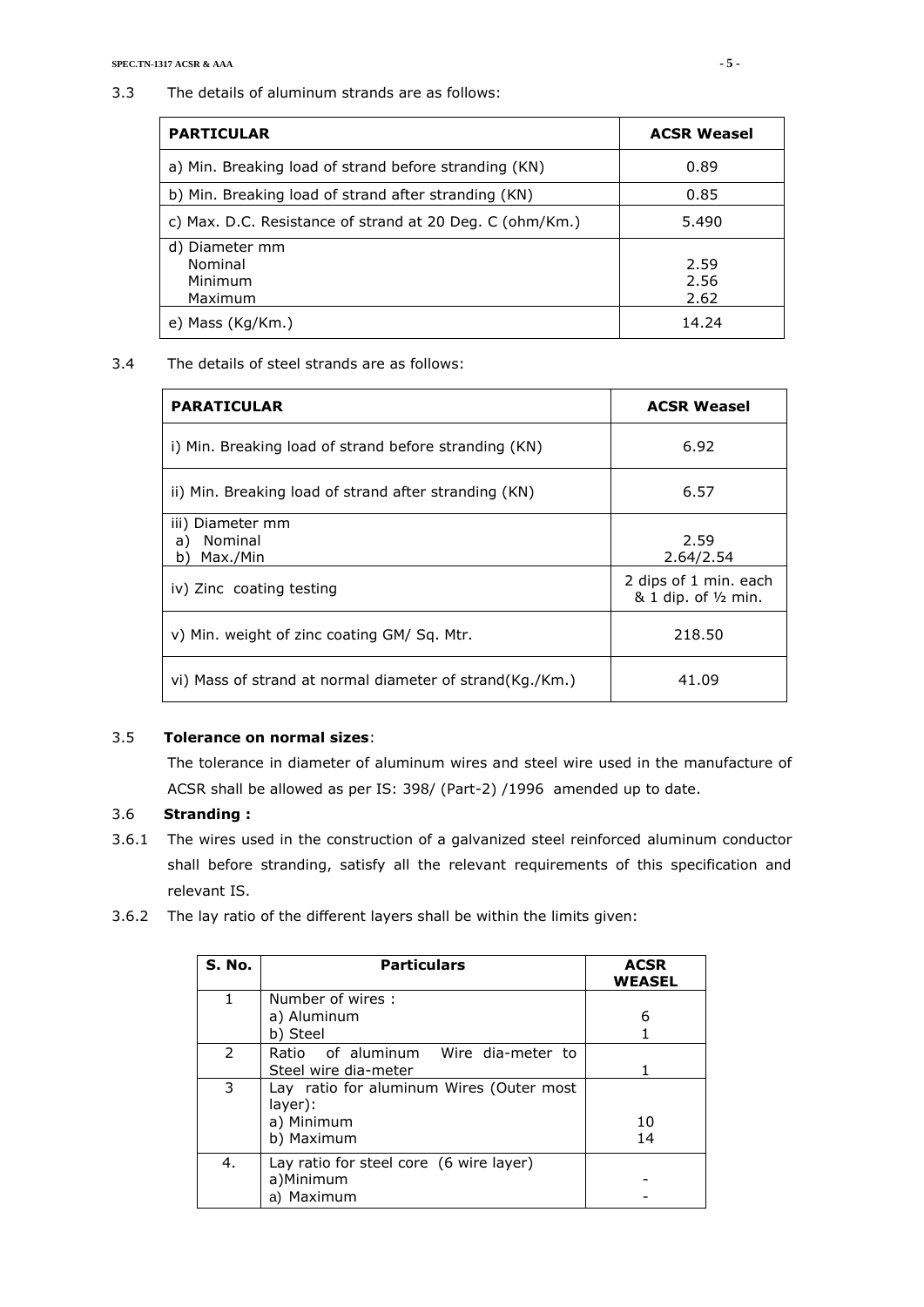3.3 The details of aluminum strands are as follows:

| PARTICULAR | ACSR Weasel |
|---|---|
| a) Min. Breaking load of strand before stranding (KN) | 0.89 |
| b) Min. Breaking load of strand after stranding (KN) | 0.85 |
| c) Max. D.C. Resistance of strand at 20 Deg. C (ohm/Km.) | 5.490 |
| d) Diameter mm<br>Nominal<br>Minimum<br>Maximum | <br>2.59<br>2.56<br>2.62 |
| e) Mass (Kg/Km.) | 14.24 |

3.4 The details of steel strands are as follows:

| PARATICULAR | ACSR Weasel |
|---|---|
| i) Min. Breaking load of strand before stranding (KN) | 6.92 |
| ii) Min. Breaking load of strand after stranding (KN) | 6.57 |
| iii) Diameter mm<br>a) Nominal<br>b) Max./Min | <br>2.59<br>2.64/2.54 |
| iv) Zinc coating testing | 2 dips of 1 min. each & 1 dip. of ½ min. |
| v) Min. weight of zinc coating GM/ Sq. Mtr. | 218.50 |
| vi) Mass of strand at normal diameter of strand(Kg./Km.) | 41.09 |

3.5 **Tolerance on normal sizes**:

The tolerance in diameter of aluminum wires and steel wire used in the manufacture of ACSR shall be allowed as per IS: 398/ (Part-2) /1996 amended up to date.

3.6 **Stranding :**

3.6.1 The wires used in the construction of a galvanized steel reinforced aluminum conductor shall before stranding, satisfy all the relevant requirements of this specification and relevant IS.

3.6.2 The lay ratio of the different layers shall be within the limits given:

| S. No. | Particulars | ACSR WEASEL |
|---|---|---|
| 1 | Number of wires :<br>a) Aluminum<br>b) Steel | <br>6<br>1 |
| 2 | Ratio of aluminum Wire dia-meter to Steel wire dia-meter | 1 |
| 3 | Lay ratio for aluminum Wires (Outer most layer):<br>a) Minimum<br>b) Maximum | <br><br>10<br>14 |
| 4. | Lay ratio for steel core (6 wire layer)<br>a)Minimum<br>a) Maximum | <br>-<br>- |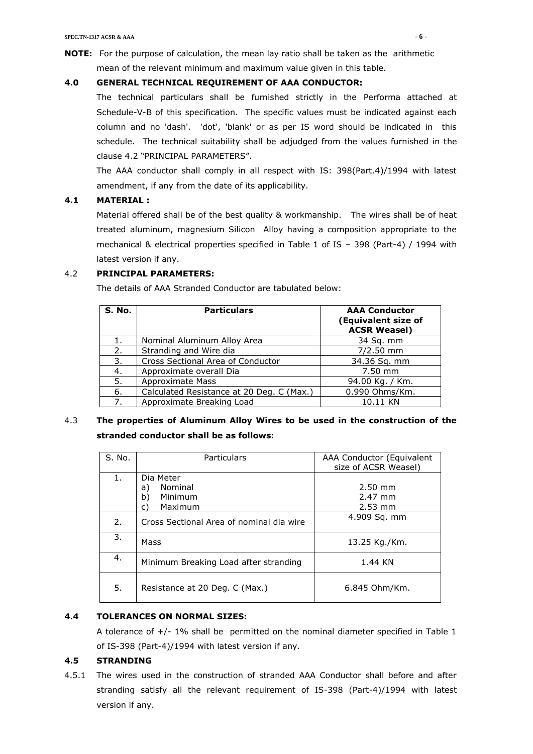**NOTE:** For the purpose of calculation, the mean lay ratio shall be taken as the arithmetic mean of the relevant minimum and maximum value given in this table.

### 4.0 GENERAL TECHNICAL REQUIREMENT OF AAA CONDUCTOR:

The technical particulars shall be furnished strictly in the Performa attached at Schedule-V-B of this specification. The specific values must be indicated against each column and no 'dash'. 'dot', 'blank' or as per IS word should be indicated in this schedule. The technical suitability shall be adjudged from the values furnished in the clause 4.2 "PRINCIPAL PARAMETERS".

The AAA conductor shall comply in all respect with IS: 398(Part.4)/1994 with latest amendment, if any from the date of its applicability.

### 4.1 MATERIAL :

Material offered shall be of the best quality & workmanship. The wires shall be of heat treated aluminum, magnesium Silicon Alloy having a composition appropriate to the mechanical & electrical properties specified in Table 1 of IS – 398 (Part-4) / 1994 with latest version if any.

### 4.2 PRINCIPAL PARAMETERS:

The details of AAA Stranded Conductor are tabulated below:

| S. No. | Particulars | AAA Conductor (Equivalent size of ACSR Weasel) |
|---|---|---|
| 1. | Nominal Aluminum Alloy Area | 34 Sq. mm |
| 2. | Stranding and Wire dia | 7/2.50 mm |
| 3. | Cross Sectional Area of Conductor | 34.36 Sq. mm |
| 4. | Approximate overall Dia | 7.50 mm |
| 5. | Approximate Mass | 94.00 Kg. / Km. |
| 6. | Calculated Resistance at 20 Deg. C (Max.) | 0.990 Ohms/Km. |
| 7. | Approximate Breaking Load | 10.11 KN |

### 4.3 The properties of Aluminum Alloy Wires to be used in the construction of the stranded conductor shall be as follows:

| S. No. | Particulars | AAA Conductor (Equivalent size of ACSR Weasel) |
|---|---|---|
| 1. | Dia Meter<br>a) Nominal<br>b) Minimum<br>c) Maximum | <br>2.50 mm<br>2.47 mm<br>2.53 mm |
| 2. | Cross Sectional Area of nominal dia wire | 4.909 Sq. mm |
| 3. | Mass | 13.25 Kg./Km. |
| 4. | Minimum Breaking Load after stranding | 1.44 KN |
| 5. | Resistance at 20 Deg. C (Max.) | 6.845 Ohm/Km. |

### 4.4 TOLERANCES ON NORMAL SIZES:

A tolerance of +/- 1% shall be permitted on the nominal diameter specified in Table 1 of IS-398 (Part-4)/1994 with latest version if any.

### 4.5 STRANDING

4.5.1 The wires used in the construction of stranded AAA Conductor shall before and after stranding satisfy all the relevant requirement of IS-398 (Part-4)/1994 with latest version if any.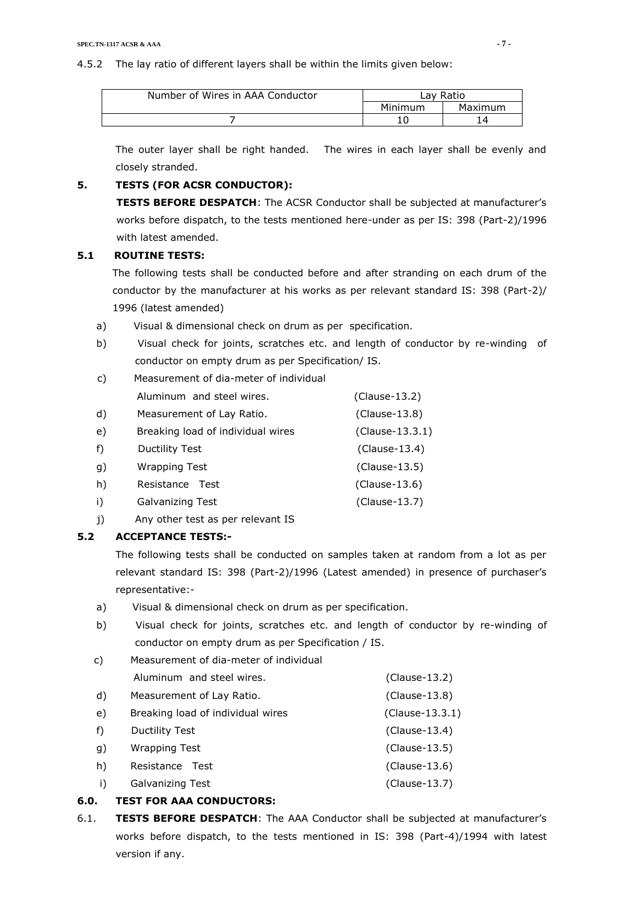4.5.2 The lay ratio of different layers shall be within the limits given below:

| Number of Wires in AAA Conductor | Lay Ratio | |
|---|---|---|
| | Minimum | Maximum |
| 7 | 10 | 14 |

The outer layer shall be right handed. The wires in each layer shall be evenly and closely stranded.

## 5. TESTS (FOR ACSR CONDUCTOR):

**TESTS BEFORE DESPATCH**: The ACSR Conductor shall be subjected at manufacturer's works before dispatch, to the tests mentioned here-under as per IS: 398 (Part-2)/1996 with latest amended.

### 5.1 ROUTINE TESTS:

The following tests shall be conducted before and after stranding on each drum of the conductor by the manufacturer at his works as per relevant standard IS: 398 (Part-2)/ 1996 (latest amended)

a) Visual & dimensional check on drum as per specification.

b) Visual check for joints, scratches etc. and length of conductor by re-winding of conductor on empty drum as per Specification/ IS.

c) Measurement of dia-meter of individual Aluminum and steel wires. (Clause-13.2)

d) Measurement of Lay Ratio. (Clause-13.8)

e) Breaking load of individual wires (Clause-13.3.1)

f) Ductility Test (Clause-13.4)

g) Wrapping Test (Clause-13.5)

h) Resistance Test (Clause-13.6)

i) Galvanizing Test (Clause-13.7)

j) Any other test as per relevant IS

### 5.2 ACCEPTANCE TESTS:-

The following tests shall be conducted on samples taken at random from a lot as per relevant standard IS: 398 (Part-2)/1996 (Latest amended) in presence of purchaser's representative:-

a) Visual & dimensional check on drum as per specification.

b) Visual check for joints, scratches etc. and length of conductor by re-winding of conductor on empty drum as per Specification / IS.

c) Measurement of dia-meter of individual Aluminum and steel wires. (Clause-13.2)

d) Measurement of Lay Ratio. (Clause-13.8)

e) Breaking load of individual wires (Clause-13.3.1)

f) Ductility Test (Clause-13.4)

g) Wrapping Test (Clause-13.5)

h) Resistance Test (Clause-13.6)

i) Galvanizing Test (Clause-13.7)

## 6.0. TEST FOR AAA CONDUCTORS:

6.1. **TESTS BEFORE DESPATCH**: The AAA Conductor shall be subjected at manufacturer's works before dispatch, to the tests mentioned in IS: 398 (Part-4)/1994 with latest version if any.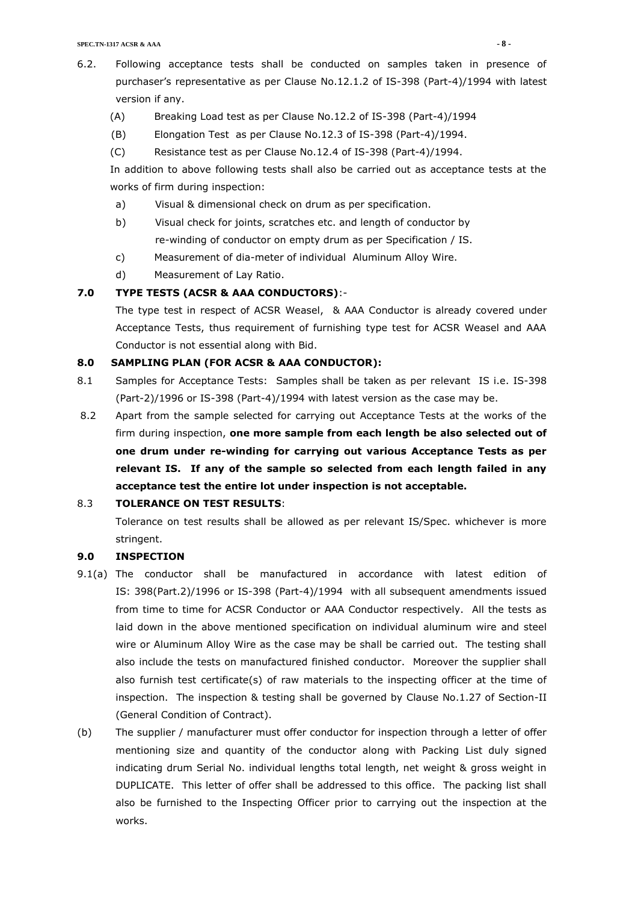6.2. Following acceptance tests shall be conducted on samples taken in presence of purchaser's representative as per Clause No.12.1.2 of IS-398 (Part-4)/1994 with latest version if any.

(A) Breaking Load test as per Clause No.12.2 of IS-398 (Part-4)/1994

(B) Elongation Test as per Clause No.12.3 of IS-398 (Part-4)/1994.

(C) Resistance test as per Clause No.12.4 of IS-398 (Part-4)/1994.

In addition to above following tests shall also be carried out as acceptance tests at the works of firm during inspection:

a) Visual & dimensional check on drum as per specification.

b) Visual check for joints, scratches etc. and length of conductor by re-winding of conductor on empty drum as per Specification / IS.

c) Measurement of dia-meter of individual Aluminum Alloy Wire.

d) Measurement of Lay Ratio.

## 7.0 TYPE TESTS (ACSR & AAA CONDUCTORS):-

The type test in respect of ACSR Weasel, & AAA Conductor is already covered under Acceptance Tests, thus requirement of furnishing type test for ACSR Weasel and AAA Conductor is not essential along with Bid.

## 8.0 SAMPLING PLAN (FOR ACSR & AAA CONDUCTOR):

8.1 Samples for Acceptance Tests: Samples shall be taken as per relevant IS i.e. IS-398 (Part-2)/1996 or IS-398 (Part-4)/1994 with latest version as the case may be.

8.2 Apart from the sample selected for carrying out Acceptance Tests at the works of the firm during inspection, **one more sample from each length be also selected out of one drum under re-winding for carrying out various Acceptance Tests as per relevant IS. If any of the sample so selected from each length failed in any acceptance test the entire lot under inspection is not acceptable.**

8.3 **TOLERANCE ON TEST RESULTS**:

Tolerance on test results shall be allowed as per relevant IS/Spec. whichever is more stringent.

## 9.0 INSPECTION

9.1(a) The conductor shall be manufactured in accordance with latest edition of IS: 398(Part.2)/1996 or IS-398 (Part-4)/1994 with all subsequent amendments issued from time to time for ACSR Conductor or AAA Conductor respectively. All the tests as laid down in the above mentioned specification on individual aluminum wire and steel wire or Aluminum Alloy Wire as the case may be shall be carried out. The testing shall also include the tests on manufactured finished conductor. Moreover the supplier shall also furnish test certificate(s) of raw materials to the inspecting officer at the time of inspection. The inspection & testing shall be governed by Clause No.1.27 of Section-II (General Condition of Contract).

(b) The supplier / manufacturer must offer conductor for inspection through a letter of offer mentioning size and quantity of the conductor along with Packing List duly signed indicating drum Serial No. individual lengths total length, net weight & gross weight in DUPLICATE. This letter of offer shall be addressed to this office. The packing list shall also be furnished to the Inspecting Officer prior to carrying out the inspection at the works.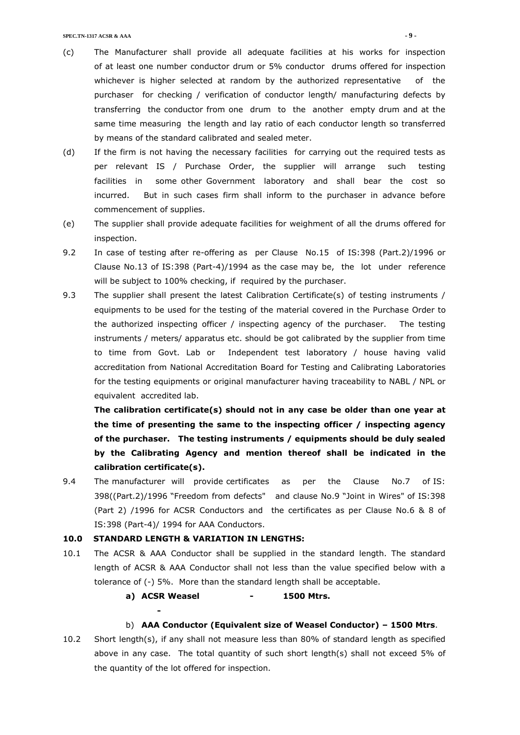(c) The Manufacturer shall provide all adequate facilities at his works for inspection of at least one number conductor drum or 5% conductor drums offered for inspection whichever is higher selected at random by the authorized representative of the purchaser for checking / verification of conductor length/ manufacturing defects by transferring the conductor from one drum to the another empty drum and at the same time measuring the length and lay ratio of each conductor length so transferred by means of the standard calibrated and sealed meter.

(d) If the firm is not having the necessary facilities for carrying out the required tests as per relevant IS / Purchase Order, the supplier will arrange such testing facilities in some other Government laboratory and shall bear the cost so incurred. But in such cases firm shall inform to the purchaser in advance before commencement of supplies.

(e) The supplier shall provide adequate facilities for weighment of all the drums offered for inspection.

9.2 In case of testing after re-offering as per Clause No.15 of IS:398 (Part.2)/1996 or Clause No.13 of IS:398 (Part-4)/1994 as the case may be, the lot under reference will be subject to 100% checking, if required by the purchaser.

9.3 The supplier shall present the latest Calibration Certificate(s) of testing instruments / equipments to be used for the testing of the material covered in the Purchase Order to the authorized inspecting officer / inspecting agency of the purchaser. The testing instruments / meters/ apparatus etc. should be got calibrated by the supplier from time to time from Govt. Lab or Independent test laboratory / house having valid accreditation from National Accreditation Board for Testing and Calibrating Laboratories for the testing equipments or original manufacturer having traceability to NABL / NPL or equivalent accredited lab.

**The calibration certificate(s) should not in any case be older than one year at the time of presenting the same to the inspecting officer / inspecting agency of the purchaser. The testing instruments / equipments should be duly sealed by the Calibrating Agency and mention thereof shall be indicated in the calibration certificate(s).**

9.4 The manufacturer will provide certificates as per the Clause No.7 of IS: 398((Part.2)/1996 "Freedom from defects" and clause No.9 "Joint in Wires" of IS:398 (Part 2) /1996 for ACSR Conductors and the certificates as per Clause No.6 & 8 of IS:398 (Part-4)/ 1994 for AAA Conductors.

## 10.0 STANDARD LENGTH & VARIATION IN LENGTHS:

10.1 The ACSR & AAA Conductor shall be supplied in the standard length. The standard length of ACSR & AAA Conductor shall not less than the value specified below with a tolerance of (-) 5%. More than the standard length shall be acceptable.

**a) ACSR Weasel - 1500 Mtrs.**

**-**

b) **AAA Conductor (Equivalent size of Weasel Conductor) – 1500 Mtrs**.

10.2 Short length(s), if any shall not measure less than 80% of standard length as specified above in any case. The total quantity of such short length(s) shall not exceed 5% of the quantity of the lot offered for inspection.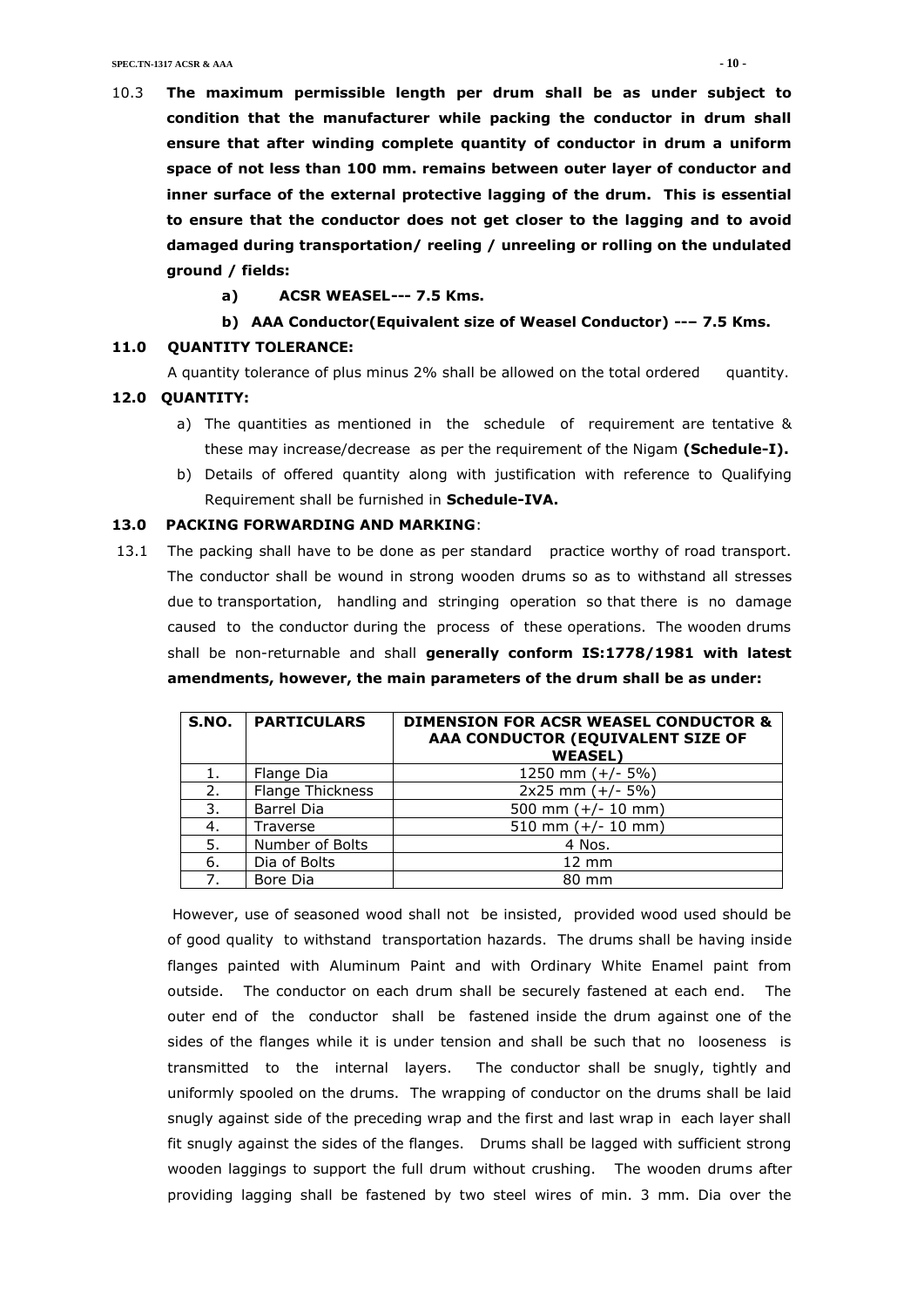10.3 **The maximum permissible length per drum shall be as under subject to condition that the manufacturer while packing the conductor in drum shall ensure that after winding complete quantity of conductor in drum a uniform space of not less than 100 mm. remains between outer layer of conductor and inner surface of the external protective lagging of the drum. This is essential to ensure that the conductor does not get closer to the lagging and to avoid damaged during transportation/ reeling / unreeling or rolling on the undulated ground / fields:**

- **a) ACSR WEASEL--- 7.5 Kms.**
- **b) AAA Conductor(Equivalent size of Weasel Conductor) -–– 7.5 Kms.**

**11.0 QUANTITY TOLERANCE:**

A quantity tolerance of plus minus 2% shall be allowed on the total ordered quantity.

**12.0 QUANTITY:**

a) The quantities as mentioned in the schedule of requirement are tentative & these may increase/decrease as per the requirement of the Nigam **(Schedule-I).**

b) Details of offered quantity along with justification with reference to Qualifying Requirement shall be furnished in **Schedule-IVA.**

**13.0 PACKING FORWARDING AND MARKING**:

13.1 The packing shall have to be done as per standard practice worthy of road transport. The conductor shall be wound in strong wooden drums so as to withstand all stresses due to transportation, handling and stringing operation so that there is no damage caused to the conductor during the process of these operations. The wooden drums shall be non-returnable and shall **generally conform IS:1778/1981 with latest amendments, however, the main parameters of the drum shall be as under:**

| S.NO. | PARTICULARS | DIMENSION FOR ACSR WEASEL CONDUCTOR & AAA CONDUCTOR (EQUIVALENT SIZE OF WEASEL) |
|---|---|---|
| 1. | Flange Dia | 1250 mm (+/- 5%) |
| 2. | Flange Thickness | 2x25 mm (+/- 5%) |
| 3. | Barrel Dia | 500 mm (+/- 10 mm) |
| 4. | Traverse | 510 mm (+/- 10 mm) |
| 5. | Number of Bolts | 4 Nos. |
| 6. | Dia of Bolts | 12 mm |
| 7. | Bore Dia | 80 mm |

However, use of seasoned wood shall not be insisted, provided wood used should be of good quality to withstand transportation hazards. The drums shall be having inside flanges painted with Aluminum Paint and with Ordinary White Enamel paint from outside. The conductor on each drum shall be securely fastened at each end. The outer end of the conductor shall be fastened inside the drum against one of the sides of the flanges while it is under tension and shall be such that no looseness is transmitted to the internal layers. The conductor shall be snugly, tightly and uniformly spooled on the drums. The wrapping of conductor on the drums shall be laid snugly against side of the preceding wrap and the first and last wrap in each layer shall fit snugly against the sides of the flanges. Drums shall be lagged with sufficient strong wooden laggings to support the full drum without crushing. The wooden drums after providing lagging shall be fastened by two steel wires of min. 3 mm. Dia over the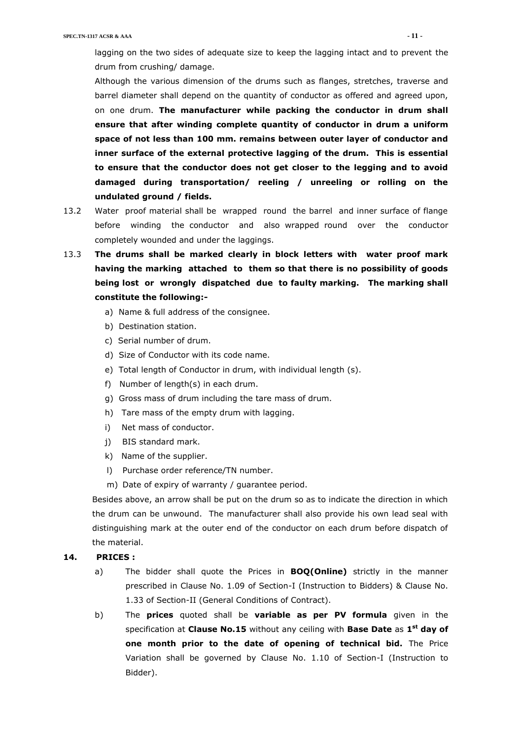lagging on the two sides of adequate size to keep the lagging intact and to prevent the drum from crushing/ damage.

Although the various dimension of the drums such as flanges, stretches, traverse and barrel diameter shall depend on the quantity of conductor as offered and agreed upon, on one drum. **The manufacturer while packing the conductor in drum shall ensure that after winding complete quantity of conductor in drum a uniform space of not less than 100 mm. remains between outer layer of conductor and inner surface of the external protective lagging of the drum. This is essential to ensure that the conductor does not get closer to the legging and to avoid damaged during transportation/ reeling / unreeling or rolling on the undulated ground / fields.**

13.2 Water proof material shall be wrapped round the barrel and inner surface of flange before winding the conductor and also wrapped round over the conductor completely wounded and under the laggings.

13.3 **The drums shall be marked clearly in block letters with water proof mark having the marking attached to them so that there is no possibility of goods being lost or wrongly dispatched due to faulty marking. The marking shall constitute the following:-**

a) Name & full address of the consignee.
b) Destination station.
c) Serial number of drum.
d) Size of Conductor with its code name.
e) Total length of Conductor in drum, with individual length (s).
f) Number of length(s) in each drum.
g) Gross mass of drum including the tare mass of drum.
h) Tare mass of the empty drum with lagging.
i) Net mass of conductor.
j) BIS standard mark.
k) Name of the supplier.
l) Purchase order reference/TN number.
m) Date of expiry of warranty / guarantee period.

Besides above, an arrow shall be put on the drum so as to indicate the direction in which the drum can be unwound. The manufacturer shall also provide his own lead seal with distinguishing mark at the outer end of the conductor on each drum before dispatch of the material.

## 14. PRICES :

a) The bidder shall quote the Prices in **BOQ(Online)** strictly in the manner prescribed in Clause No. 1.09 of Section-I (Instruction to Bidders) & Clause No. 1.33 of Section-II (General Conditions of Contract).

b) The **prices** quoted shall be **variable as per PV formula** given in the specification at **Clause No.15** without any ceiling with **Base Date** as **1st day of one month prior to the date of opening of technical bid.** The Price Variation shall be governed by Clause No. 1.10 of Section-I (Instruction to Bidder).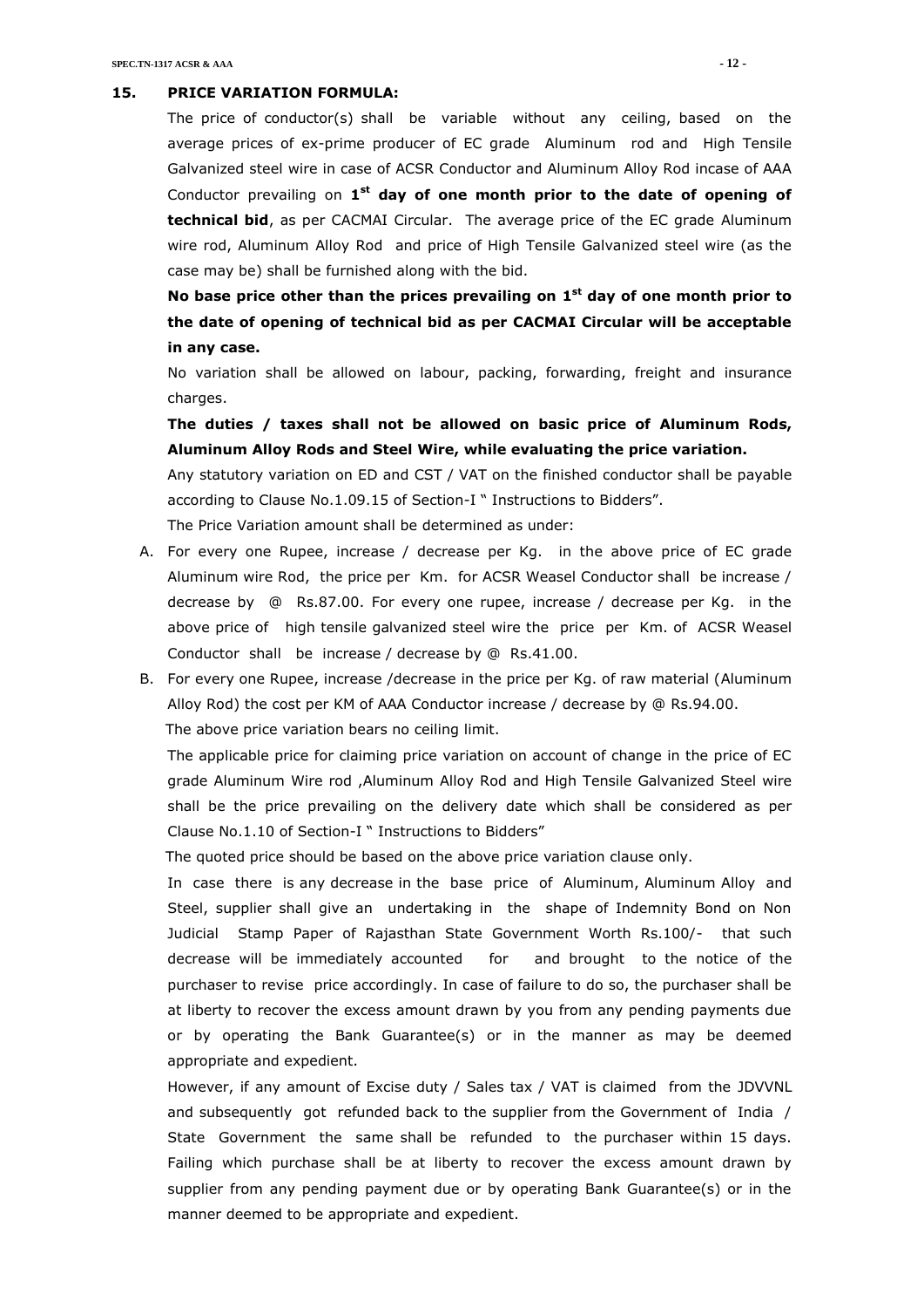## 15. PRICE VARIATION FORMULA:

The price of conductor(s) shall be variable without any ceiling, based on the average prices of ex-prime producer of EC grade Aluminum rod and High Tensile Galvanized steel wire in case of ACSR Conductor and Aluminum Alloy Rod incase of AAA Conductor prevailing on **1st day of one month prior to the date of opening of technical bid**, as per CACMAI Circular. The average price of the EC grade Aluminum wire rod, Aluminum Alloy Rod and price of High Tensile Galvanized steel wire (as the case may be) shall be furnished along with the bid.

**No base price other than the prices prevailing on 1st day of one month prior to the date of opening of technical bid as per CACMAI Circular will be acceptable in any case.**

No variation shall be allowed on labour, packing, forwarding, freight and insurance charges.

**The duties / taxes shall not be allowed on basic price of Aluminum Rods, Aluminum Alloy Rods and Steel Wire, while evaluating the price variation.**

Any statutory variation on ED and CST / VAT on the finished conductor shall be payable according to Clause No.1.09.15 of Section-I " Instructions to Bidders".

The Price Variation amount shall be determined as under:

A. For every one Rupee, increase / decrease per Kg. in the above price of EC grade Aluminum wire Rod, the price per Km. for ACSR Weasel Conductor shall be increase / decrease by @ Rs.87.00. For every one rupee, increase / decrease per Kg. in the above price of high tensile galvanized steel wire the price per Km. of ACSR Weasel Conductor shall be increase / decrease by @ Rs.41.00.

B. For every one Rupee, increase /decrease in the price per Kg. of raw material (Aluminum Alloy Rod) the cost per KM of AAA Conductor increase / decrease by @ Rs.94.00.

The above price variation bears no ceiling limit.

The applicable price for claiming price variation on account of change in the price of EC grade Aluminum Wire rod ,Aluminum Alloy Rod and High Tensile Galvanized Steel wire shall be the price prevailing on the delivery date which shall be considered as per Clause No.1.10 of Section-I " Instructions to Bidders"

The quoted price should be based on the above price variation clause only.

In case there is any decrease in the base price of Aluminum, Aluminum Alloy and Steel, supplier shall give an undertaking in the shape of Indemnity Bond on Non Judicial Stamp Paper of Rajasthan State Government Worth Rs.100/- that such decrease will be immediately accounted for and brought to the notice of the purchaser to revise price accordingly. In case of failure to do so, the purchaser shall be at liberty to recover the excess amount drawn by you from any pending payments due or by operating the Bank Guarantee(s) or in the manner as may be deemed appropriate and expedient.

However, if any amount of Excise duty / Sales tax / VAT is claimed from the JDVVNL and subsequently got refunded back to the supplier from the Government of India / State Government the same shall be refunded to the purchaser within 15 days. Failing which purchase shall be at liberty to recover the excess amount drawn by supplier from any pending payment due or by operating Bank Guarantee(s) or in the manner deemed to be appropriate and expedient.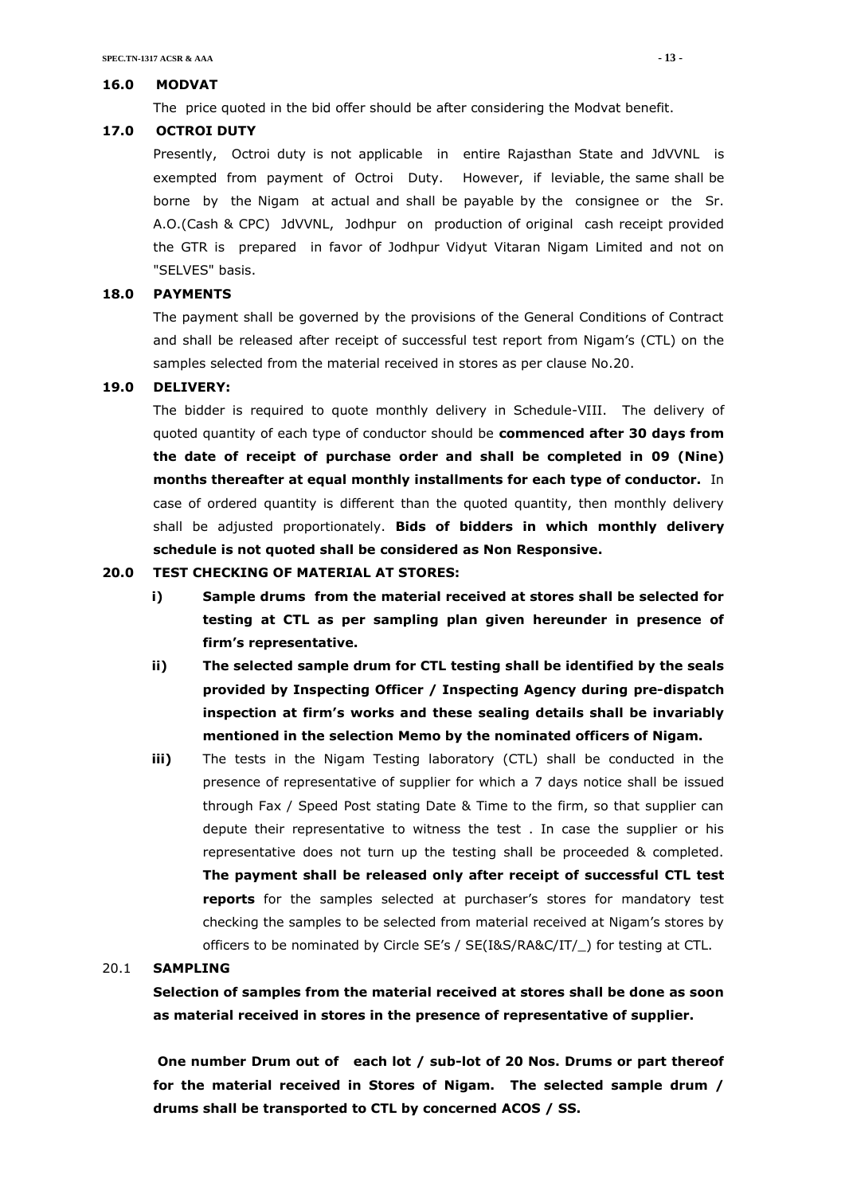**16.0 MODVAT**

The price quoted in the bid offer should be after considering the Modvat benefit.

**17.0 OCTROI DUTY**

Presently, Octroi duty is not applicable in entire Rajasthan State and JdVVNL is exempted from payment of Octroi Duty. However, if leviable, the same shall be borne by the Nigam at actual and shall be payable by the consignee or the Sr. A.O.(Cash & CPC) JdVVNL, Jodhpur on production of original cash receipt provided the GTR is prepared in favor of Jodhpur Vidyut Vitaran Nigam Limited and not on "SELVES" basis.

**18.0 PAYMENTS**

The payment shall be governed by the provisions of the General Conditions of Contract and shall be released after receipt of successful test report from Nigam's (CTL) on the samples selected from the material received in stores as per clause No.20.

**19.0 DELIVERY:**

The bidder is required to quote monthly delivery in Schedule-VIII. The delivery of quoted quantity of each type of conductor should be **commenced after 30 days from the date of receipt of purchase order and shall be completed in 09 (Nine) months thereafter at equal monthly installments for each type of conductor.** In case of ordered quantity is different than the quoted quantity, then monthly delivery shall be adjusted proportionately. **Bids of bidders in which monthly delivery schedule is not quoted shall be considered as Non Responsive.**

**20.0 TEST CHECKING OF MATERIAL AT STORES:**

**i) Sample drums from the material received at stores shall be selected for testing at CTL as per sampling plan given hereunder in presence of firm's representative.**

**ii) The selected sample drum for CTL testing shall be identified by the seals provided by Inspecting Officer / Inspecting Agency during pre-dispatch inspection at firm's works and these sealing details shall be invariably mentioned in the selection Memo by the nominated officers of Nigam.**

**iii)** The tests in the Nigam Testing laboratory (CTL) shall be conducted in the presence of representative of supplier for which a 7 days notice shall be issued through Fax / Speed Post stating Date & Time to the firm, so that supplier can depute their representative to witness the test . In case the supplier or his representative does not turn up the testing shall be proceeded & completed. **The payment shall be released only after receipt of successful CTL test reports** for the samples selected at purchaser's stores for mandatory test checking the samples to be selected from material received at Nigam's stores by officers to be nominated by Circle SE's / SE(I&S/RA&C/IT/_) for testing at CTL.

20.1 **SAMPLING**

**Selection of samples from the material received at stores shall be done as soon as material received in stores in the presence of representative of supplier.**

**One number Drum out of each lot / sub-lot of 20 Nos. Drums or part thereof for the material received in Stores of Nigam. The selected sample drum / drums shall be transported to CTL by concerned ACOS / SS.**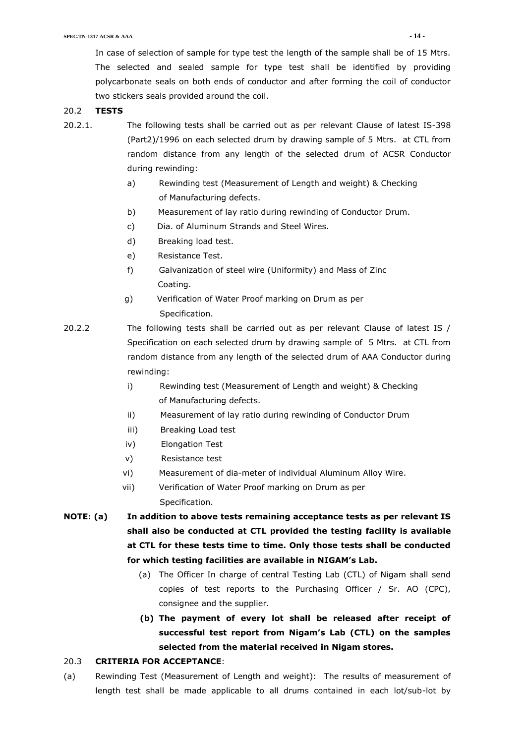In case of selection of sample for type test the length of the sample shall be of 15 Mtrs. The selected and sealed sample for type test shall be identified by providing polycarbonate seals on both ends of conductor and after forming the coil of conductor two stickers seals provided around the coil.

20.2 **TESTS**

20.2.1. The following tests shall be carried out as per relevant Clause of latest IS-398 (Part2)/1996 on each selected drum by drawing sample of 5 Mtrs. at CTL from random distance from any length of the selected drum of ACSR Conductor during rewinding:

- a) Rewinding test (Measurement of Length and weight) & Checking of Manufacturing defects.
- b) Measurement of lay ratio during rewinding of Conductor Drum.
- c) Dia. of Aluminum Strands and Steel Wires.
- d) Breaking load test.
- e) Resistance Test.
- f) Galvanization of steel wire (Uniformity) and Mass of Zinc Coating.
- g) Verification of Water Proof marking on Drum as per Specification.

20.2.2 The following tests shall be carried out as per relevant Clause of latest IS / Specification on each selected drum by drawing sample of 5 Mtrs. at CTL from random distance from any length of the selected drum of AAA Conductor during rewinding:

- i) Rewinding test (Measurement of Length and weight) & Checking of Manufacturing defects.
- ii) Measurement of lay ratio during rewinding of Conductor Drum
- iii) Breaking Load test
- iv) Elongation Test
- v) Resistance test
- vi) Measurement of dia-meter of individual Aluminum Alloy Wire.
- vii) Verification of Water Proof marking on Drum as per Specification.

**NOTE: (a) In addition to above tests remaining acceptance tests as per relevant IS shall also be conducted at CTL provided the testing facility is available at CTL for these tests time to time. Only those tests shall be conducted for which testing facilities are available in NIGAM's Lab.**

(a) The Officer In charge of central Testing Lab (CTL) of Nigam shall send copies of test reports to the Purchasing Officer / Sr. AO (CPC), consignee and the supplier.

**(b) The payment of every lot shall be released after receipt of successful test report from Nigam's Lab (CTL) on the samples selected from the material received in Nigam stores.**

20.3 **CRITERIA FOR ACCEPTANCE**:

(a) Rewinding Test (Measurement of Length and weight): The results of measurement of length test shall be made applicable to all drums contained in each lot/sub-lot by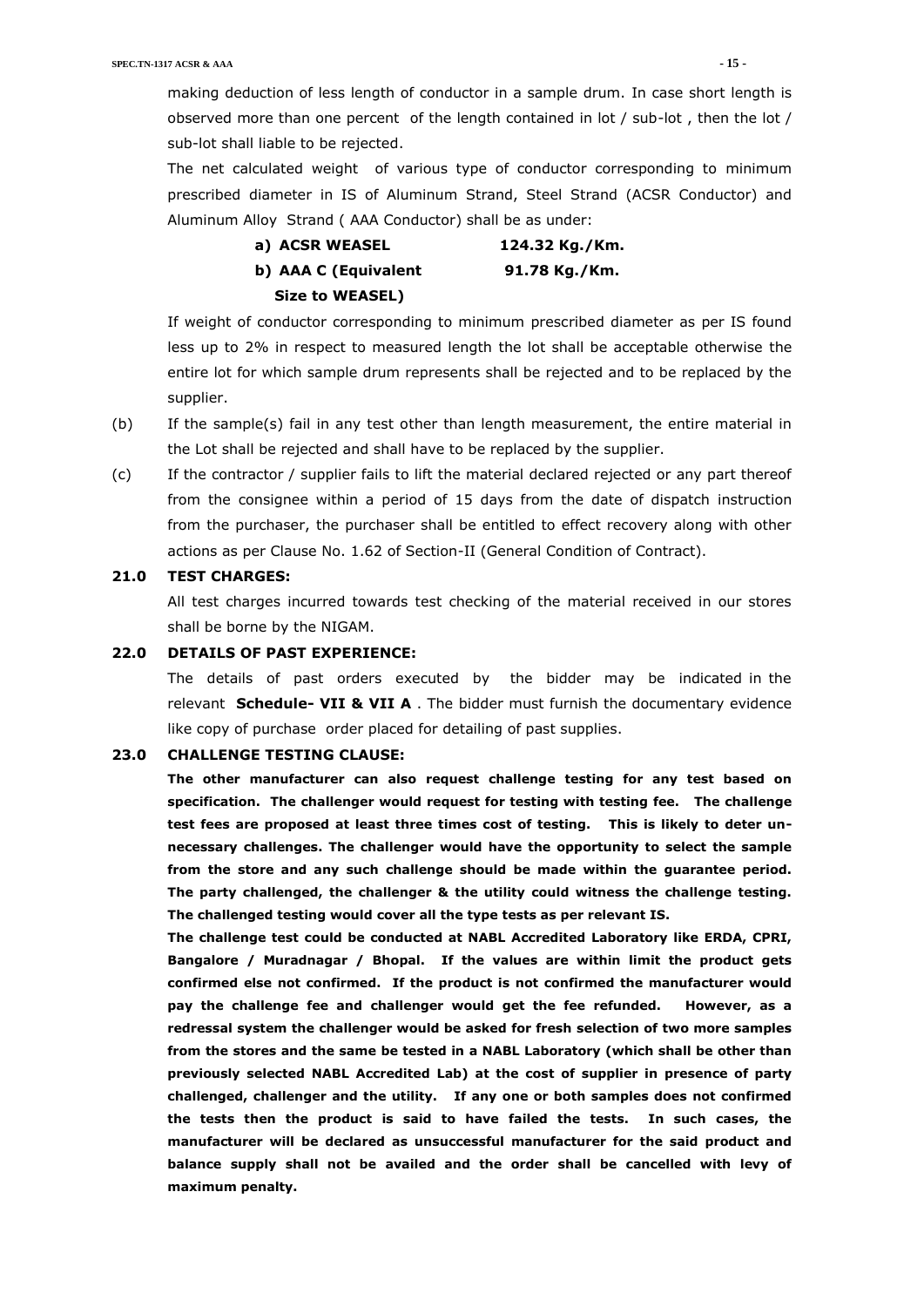making deduction of less length of conductor in a sample drum. In case short length is observed more than one percent of the length contained in lot / sub-lot , then the lot / sub-lot shall liable to be rejected.

The net calculated weight of various type of conductor corresponding to minimum prescribed diameter in IS of Aluminum Strand, Steel Strand (ACSR Conductor) and Aluminum Alloy Strand ( AAA Conductor) shall be as under:

| | |
|---|---|
| **a) ACSR WEASEL** | **124.32 Kg./Km.** |
| **b) AAA C (Equivalent Size to WEASEL)** | **91.78 Kg./Km.** |

If weight of conductor corresponding to minimum prescribed diameter as per IS found less up to 2% in respect to measured length the lot shall be acceptable otherwise the entire lot for which sample drum represents shall be rejected and to be replaced by the supplier.

(b) If the sample(s) fail in any test other than length measurement, the entire material in the Lot shall be rejected and shall have to be replaced by the supplier.

(c) If the contractor / supplier fails to lift the material declared rejected or any part thereof from the consignee within a period of 15 days from the date of dispatch instruction from the purchaser, the purchaser shall be entitled to effect recovery along with other actions as per Clause No. 1.62 of Section-II (General Condition of Contract).

## 21.0 TEST CHARGES:

All test charges incurred towards test checking of the material received in our stores shall be borne by the NIGAM.

## 22.0 DETAILS OF PAST EXPERIENCE:

The details of past orders executed by the bidder may be indicated in the relevant **Schedule- VII & VII A** . The bidder must furnish the documentary evidence like copy of purchase order placed for detailing of past supplies.

## 23.0 CHALLENGE TESTING CLAUSE:

**The other manufacturer can also request challenge testing for any test based on specification. The challenger would request for testing with testing fee. The challenge test fees are proposed at least three times cost of testing. This is likely to deter un-necessary challenges. The challenger would have the opportunity to select the sample from the store and any such challenge should be made within the guarantee period. The party challenged, the challenger & the utility could witness the challenge testing. The challenged testing would cover all the type tests as per relevant IS.**

**The challenge test could be conducted at NABL Accredited Laboratory like ERDA, CPRI, Bangalore / Muradnagar / Bhopal. If the values are within limit the product gets confirmed else not confirmed. If the product is not confirmed the manufacturer would pay the challenge fee and challenger would get the fee refunded. However, as a redressal system the challenger would be asked for fresh selection of two more samples from the stores and the same be tested in a NABL Laboratory (which shall be other than previously selected NABL Accredited Lab) at the cost of supplier in presence of party challenged, challenger and the utility. If any one or both samples does not confirmed the tests then the product is said to have failed the tests. In such cases, the manufacturer will be declared as unsuccessful manufacturer for the said product and balance supply shall not be availed and the order shall be cancelled with levy of maximum penalty.**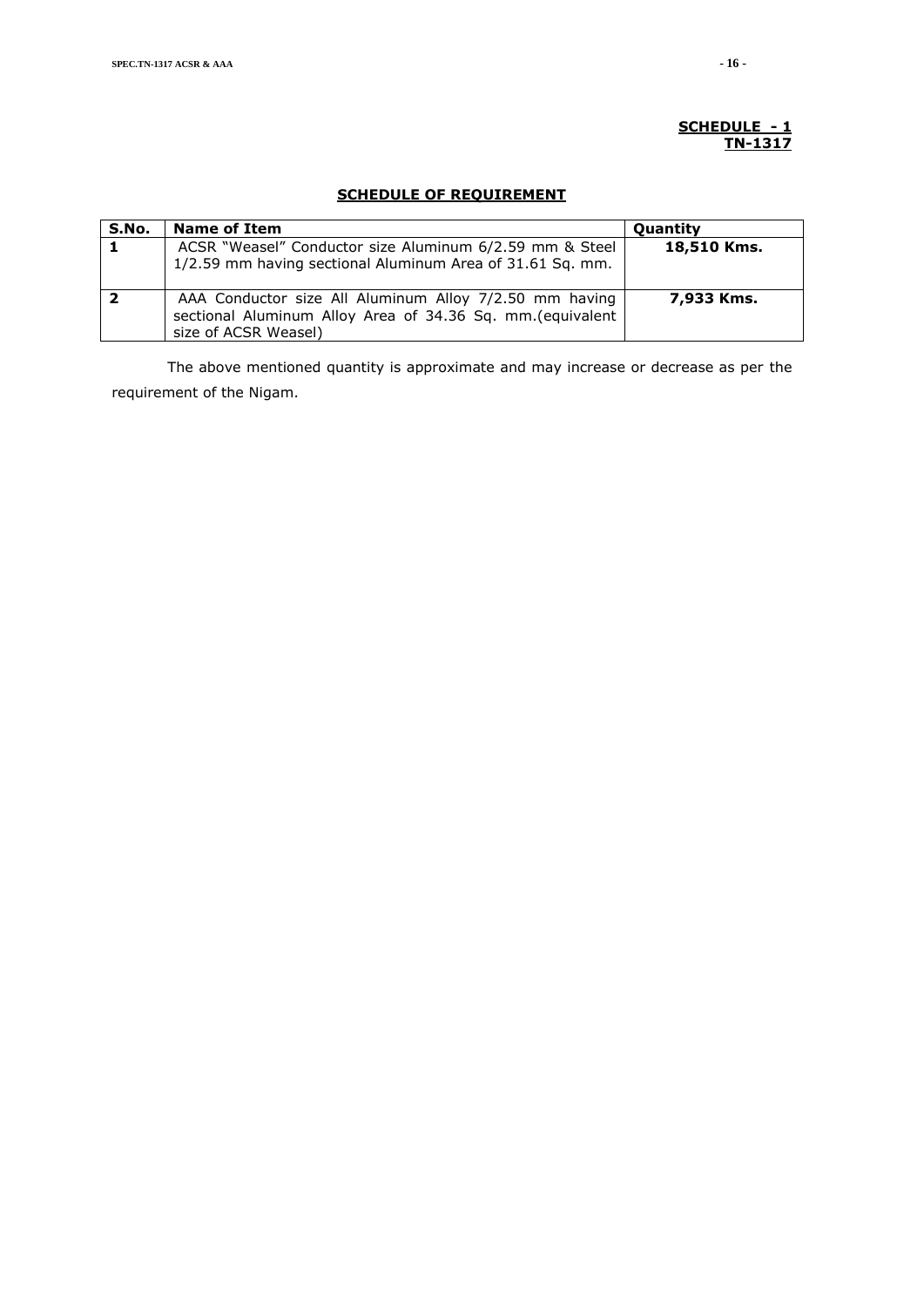**SCHEDULE - 1**
**TN-1317**

## SCHEDULE OF REQUIREMENT

| S.No. | Name of Item | Quantity |
|---|---|---|
| **1** | ACSR "Weasel" Conductor size Aluminum 6/2.59 mm & Steel 1/2.59 mm having sectional Aluminum Area of 31.61 Sq. mm. | **18,510 Kms.** |
| **2** | AAA Conductor size All Aluminum Alloy 7/2.50 mm having sectional Aluminum Alloy Area of 34.36 Sq. mm.(equivalent size of ACSR Weasel) | **7,933 Kms.** |

The above mentioned quantity is approximate and may increase or decrease as per the requirement of the Nigam.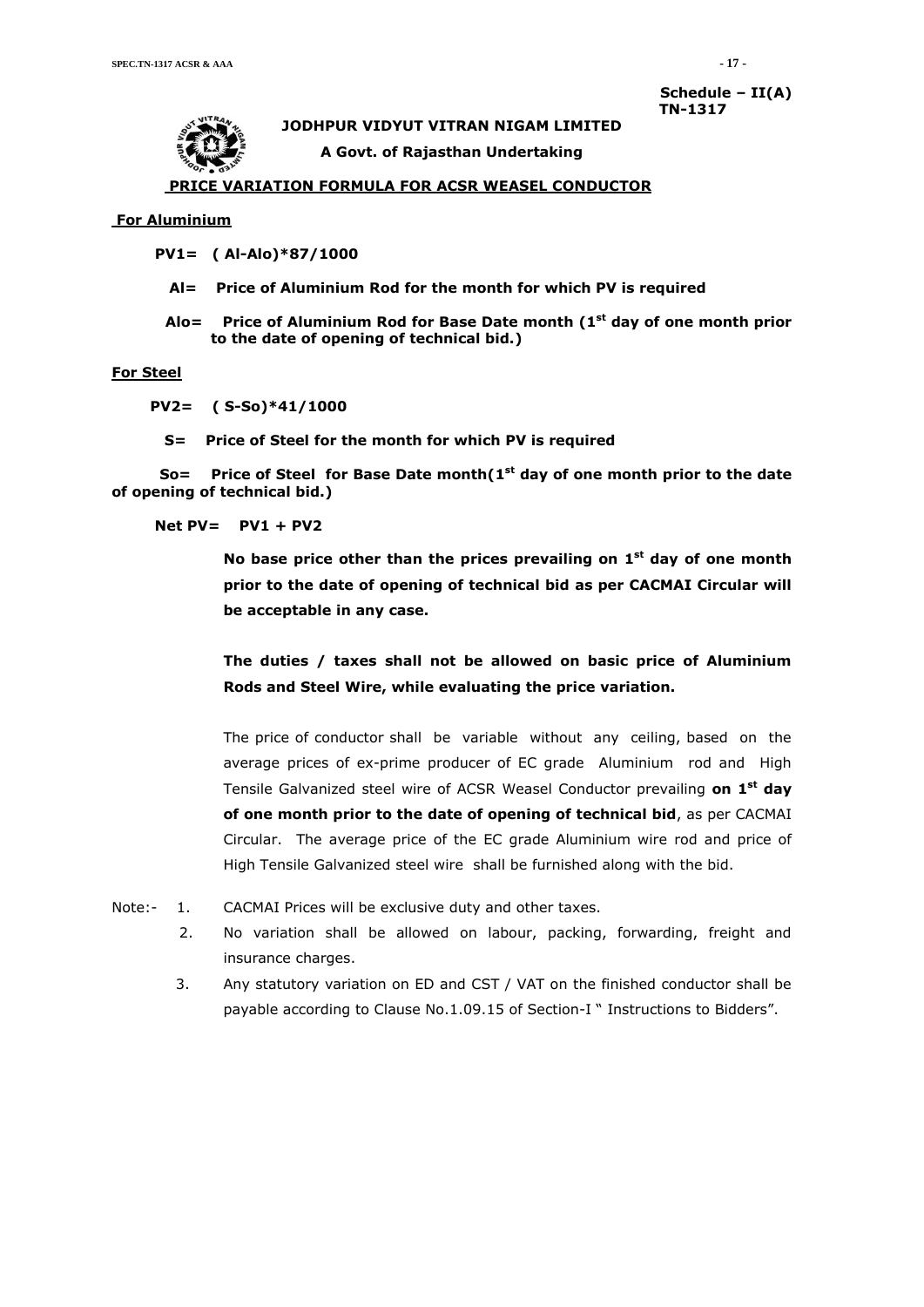**Schedule – II(A)**
**TN-1317**

**JODHPUR VIDYUT VITRAN NIGAM LIMITED**

**A Govt. of Rajasthan Undertaking**

**PRICE VARIATION FORMULA FOR ACSR WEASEL CONDUCTOR**

**For Aluminium**

**PV1= ( Al-Alo)*87/1000**

**Al= Price of Aluminium Rod for the month for which PV is required**

**Alo= Price of Aluminium Rod for Base Date month (1st day of one month prior to the date of opening of technical bid.)**

**For Steel**

**PV2= ( S-So)*41/1000**

**S= Price of Steel for the month for which PV is required**

**So= Price of Steel for Base Date month(1st day of one month prior to the date of opening of technical bid.)**

**Net PV= PV1 + PV2**

**No base price other than the prices prevailing on 1st day of one month prior to the date of opening of technical bid as per CACMAI Circular will be acceptable in any case.**

**The duties / taxes shall not be allowed on basic price of Aluminium Rods and Steel Wire, while evaluating the price variation.**

The price of conductor shall be variable without any ceiling, based on the average prices of ex-prime producer of EC grade Aluminium rod and High Tensile Galvanized steel wire of ACSR Weasel Conductor prevailing **on 1st day of one month prior to the date of opening of technical bid**, as per CACMAI Circular. The average price of the EC grade Aluminium wire rod and price of High Tensile Galvanized steel wire shall be furnished along with the bid.

Note:-

1. CACMAI Prices will be exclusive duty and other taxes.
2. No variation shall be allowed on labour, packing, forwarding, freight and insurance charges.
3. Any statutory variation on ED and CST / VAT on the finished conductor shall be payable according to Clause No.1.09.15 of Section-I " Instructions to Bidders".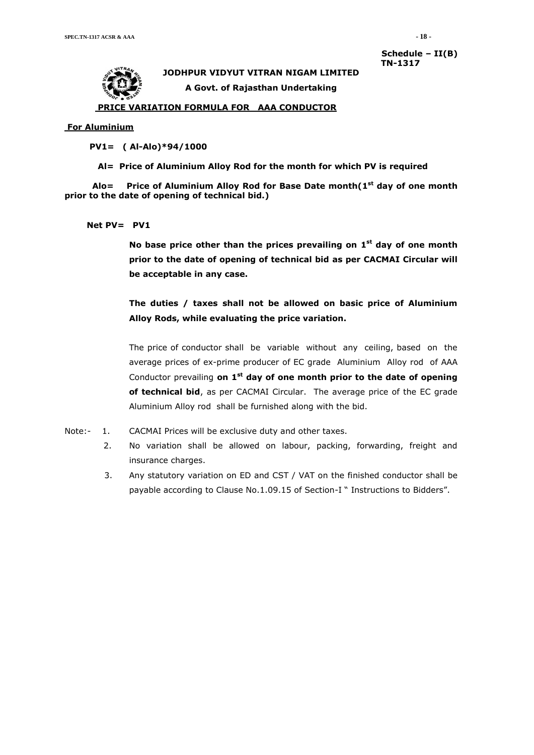Schedule – II(B)
TN-1317

**JODHPUR VIDYUT VITRAN NIGAM LIMITED**

**A Govt. of Rajasthan Undertaking**

## PRICE VARIATION FORMULA FOR AAA CONDUCTOR

**For Aluminium**

**PV1= ( Al-Alo)*94/1000**

**Al= Price of Aluminium Alloy Rod for the month for which PV is required**

**Alo= Price of Aluminium Alloy Rod for Base Date month(1st day of one month prior to the date of opening of technical bid.)**

**Net PV= PV1**

**No base price other than the prices prevailing on 1st day of one month prior to the date of opening of technical bid as per CACMAI Circular will be acceptable in any case.**

**The duties / taxes shall not be allowed on basic price of Aluminium Alloy Rods, while evaluating the price variation.**

The price of conductor shall be variable without any ceiling, based on the average prices of ex-prime producer of EC grade Aluminium Alloy rod of AAA Conductor prevailing **on 1st day of one month prior to the date of opening of technical bid**, as per CACMAI Circular. The average price of the EC grade Aluminium Alloy rod shall be furnished along with the bid.

Note:-

1. CACMAI Prices will be exclusive duty and other taxes.
2. No variation shall be allowed on labour, packing, forwarding, freight and insurance charges.
3. Any statutory variation on ED and CST / VAT on the finished conductor shall be payable according to Clause No.1.09.15 of Section-I " Instructions to Bidders".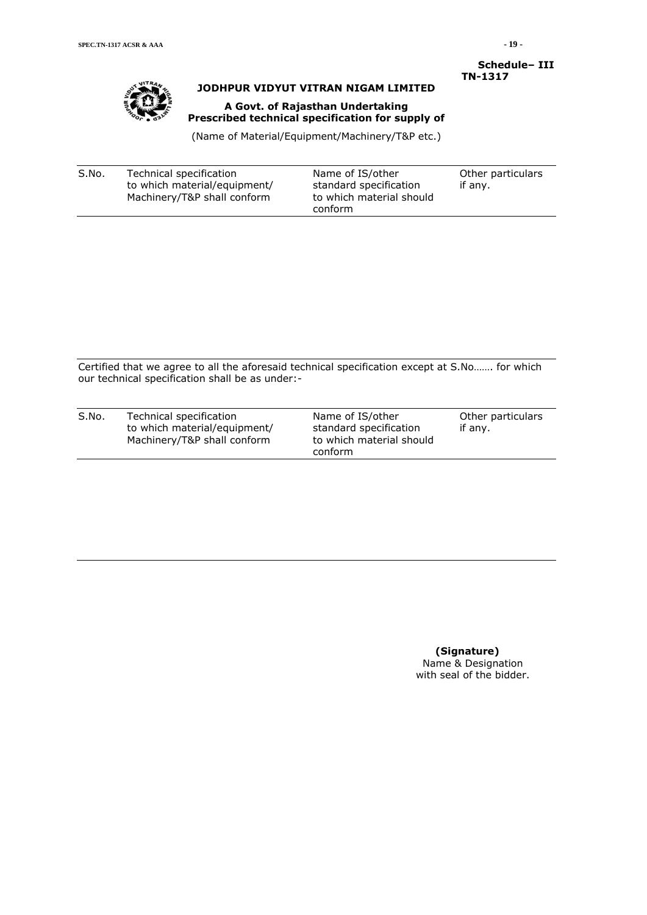**Schedule– III**
**TN-1317**

**JODHPUR VIDYUT VITRAN NIGAM LIMITED**

**A Govt. of Rajasthan Undertaking**
**Prescribed technical specification for supply of**

(Name of Material/Equipment/Machinery/T&P etc.)

| S.No. | Technical specification to which material/equipment/ Machinery/T&P shall conform | Name of IS/other standard specification to which material should conform | Other particulars if any. |
|---|---|---|---|
| | | | |

Certified that we agree to all the aforesaid technical specification except at S.No……. for which our technical specification shall be as under:-

| S.No. | Technical specification to which material/equipment/ Machinery/T&P shall conform | Name of IS/other standard specification to which material should conform | Other particulars if any. |
|---|---|---|---|
| | | | |

**(Signature)**
Name & Designation
with seal of the bidder.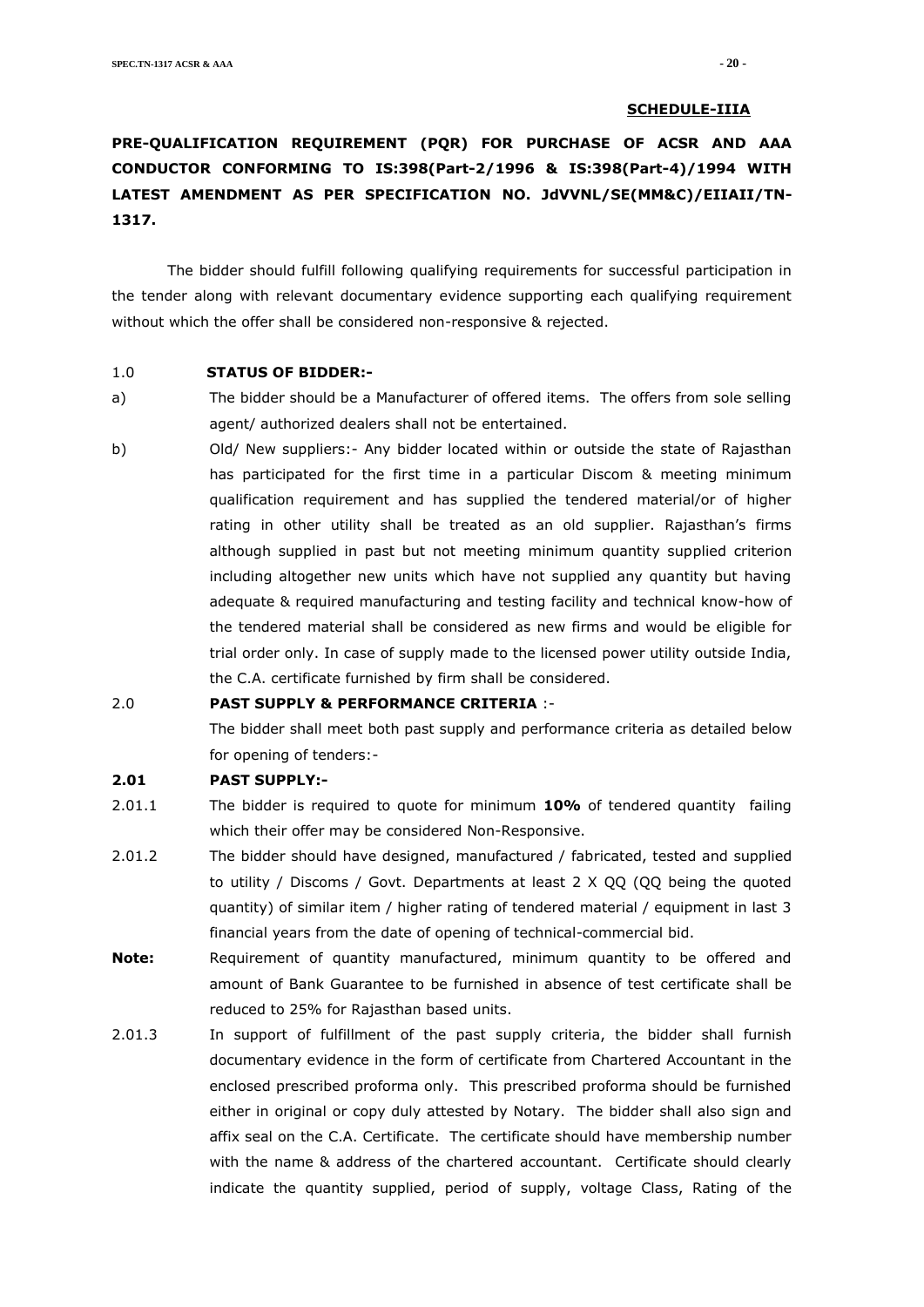**SCHEDULE-IIIA**

## PRE-QUALIFICATION REQUIREMENT (PQR) FOR PURCHASE OF ACSR AND AAA CONDUCTOR CONFORMING TO IS:398(Part-2/1996 & IS:398(Part-4)/1994 WITH LATEST AMENDMENT AS PER SPECIFICATION NO. JdVVNL/SE(MM&C)/EIIAII/TN-1317.

The bidder should fulfill following qualifying requirements for successful participation in the tender along with relevant documentary evidence supporting each qualifying requirement without which the offer shall be considered non-responsive & rejected.

1.0 **STATUS OF BIDDER:-**

a) The bidder should be a Manufacturer of offered items. The offers from sole selling agent/ authorized dealers shall not be entertained.

b) Old/ New suppliers:- Any bidder located within or outside the state of Rajasthan has participated for the first time in a particular Discom & meeting minimum qualification requirement and has supplied the tendered material/or of higher rating in other utility shall be treated as an old supplier. Rajasthan's firms although supplied in past but not meeting minimum quantity supplied criterion including altogether new units which have not supplied any quantity but having adequate & required manufacturing and testing facility and technical know-how of the tendered material shall be considered as new firms and would be eligible for trial order only. In case of supply made to the licensed power utility outside India, the C.A. certificate furnished by firm shall be considered.

2.0 **PAST SUPPLY & PERFORMANCE CRITERIA** :-

The bidder shall meet both past supply and performance criteria as detailed below for opening of tenders:-

**2.01 PAST SUPPLY:-**

2.01.1 The bidder is required to quote for minimum **10%** of tendered quantity failing which their offer may be considered Non-Responsive.

2.01.2 The bidder should have designed, manufactured / fabricated, tested and supplied to utility / Discoms / Govt. Departments at least 2 X QQ (QQ being the quoted quantity) of similar item / higher rating of tendered material / equipment in last 3 financial years from the date of opening of technical-commercial bid.

**Note:** Requirement of quantity manufactured, minimum quantity to be offered and amount of Bank Guarantee to be furnished in absence of test certificate shall be reduced to 25% for Rajasthan based units.

2.01.3 In support of fulfillment of the past supply criteria, the bidder shall furnish documentary evidence in the form of certificate from Chartered Accountant in the enclosed prescribed proforma only. This prescribed proforma should be furnished either in original or copy duly attested by Notary. The bidder shall also sign and affix seal on the C.A. Certificate. The certificate should have membership number with the name & address of the chartered accountant. Certificate should clearly indicate the quantity supplied, period of supply, voltage Class, Rating of the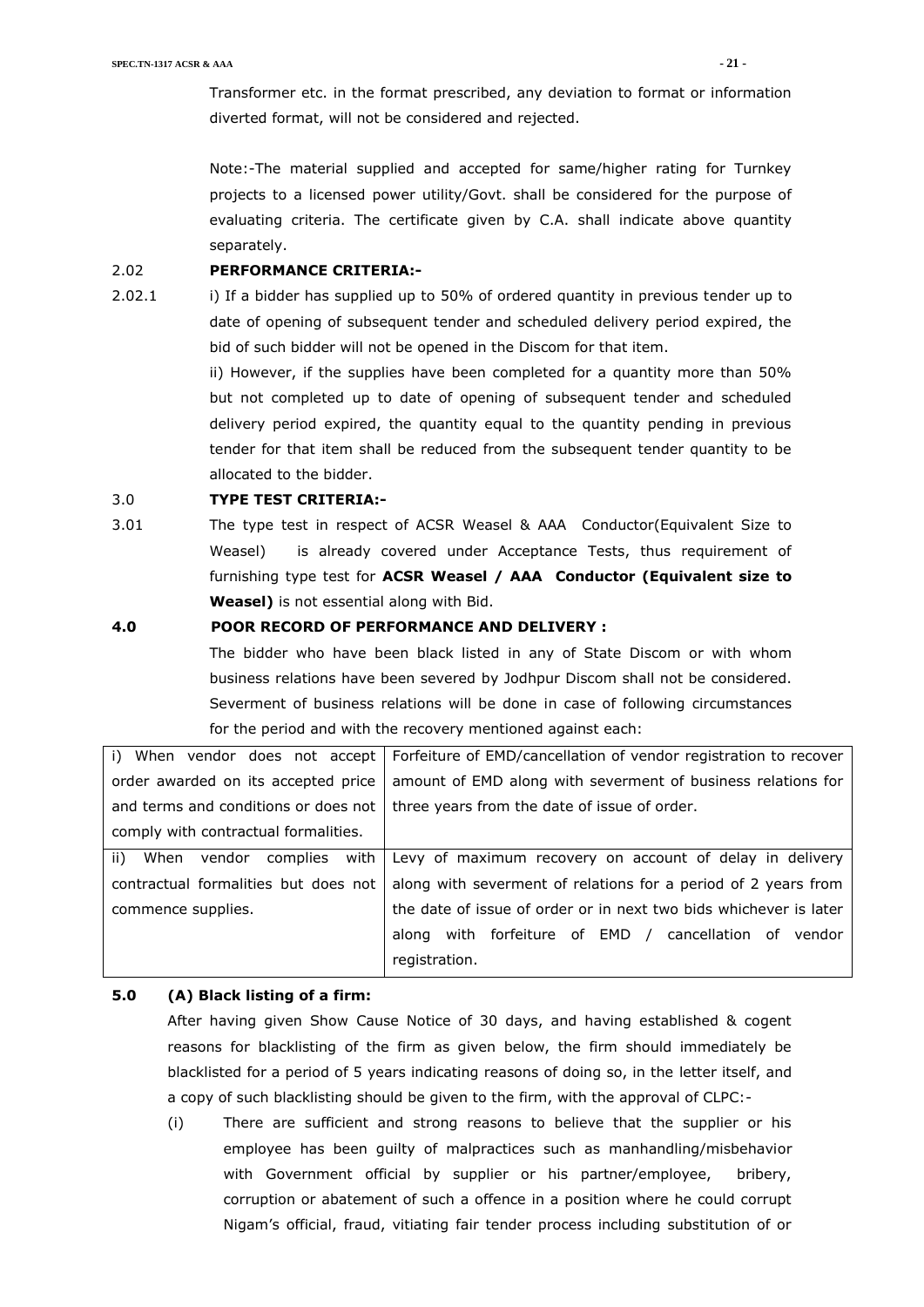Transformer etc. in the format prescribed, any deviation to format or information diverted format, will not be considered and rejected.

Note:-The material supplied and accepted for same/higher rating for Turnkey projects to a licensed power utility/Govt. shall be considered for the purpose of evaluating criteria. The certificate given by C.A. shall indicate above quantity separately.

2.02 **PERFORMANCE CRITERIA:-**

2.02.1 i) If a bidder has supplied up to 50% of ordered quantity in previous tender up to date of opening of subsequent tender and scheduled delivery period expired, the bid of such bidder will not be opened in the Discom for that item.

ii) However, if the supplies have been completed for a quantity more than 50% but not completed up to date of opening of subsequent tender and scheduled delivery period expired, the quantity equal to the quantity pending in previous tender for that item shall be reduced from the subsequent tender quantity to be allocated to the bidder.

3.0 **TYPE TEST CRITERIA:-**

3.01 The type test in respect of ACSR Weasel & AAA Conductor(Equivalent Size to Weasel) is already covered under Acceptance Tests, thus requirement of furnishing type test for **ACSR Weasel / AAA Conductor (Equivalent size to Weasel)** is not essential along with Bid.

**4.0 POOR RECORD OF PERFORMANCE AND DELIVERY :**

The bidder who have been black listed in any of State Discom or with whom business relations have been severed by Jodhpur Discom shall not be considered. Severment of business relations will be done in case of following circumstances for the period and with the recovery mentioned against each:

| | |
|---|---|
| i) When vendor does not accept order awarded on its accepted price and terms and conditions or does not comply with contractual formalities. | Forfeiture of EMD/cancellation of vendor registration to recover amount of EMD along with severment of business relations for three years from the date of issue of order. |
| ii) When vendor complies with contractual formalities but does not commence supplies. | Levy of maximum recovery on account of delay in delivery along with severment of relations for a period of 2 years from the date of issue of order or in next two bids whichever is later along with forfeiture of EMD / cancellation of vendor registration. |

**5.0 (A) Black listing of a firm:**

After having given Show Cause Notice of 30 days, and having established & cogent reasons for blacklisting of the firm as given below, the firm should immediately be blacklisted for a period of 5 years indicating reasons of doing so, in the letter itself, and a copy of such blacklisting should be given to the firm, with the approval of CLPC:-

(i) There are sufficient and strong reasons to believe that the supplier or his employee has been guilty of malpractices such as manhandling/misbehavior with Government official by supplier or his partner/employee, bribery, corruption or abatement of such a offence in a position where he could corrupt Nigam's official, fraud, vitiating fair tender process including substitution of or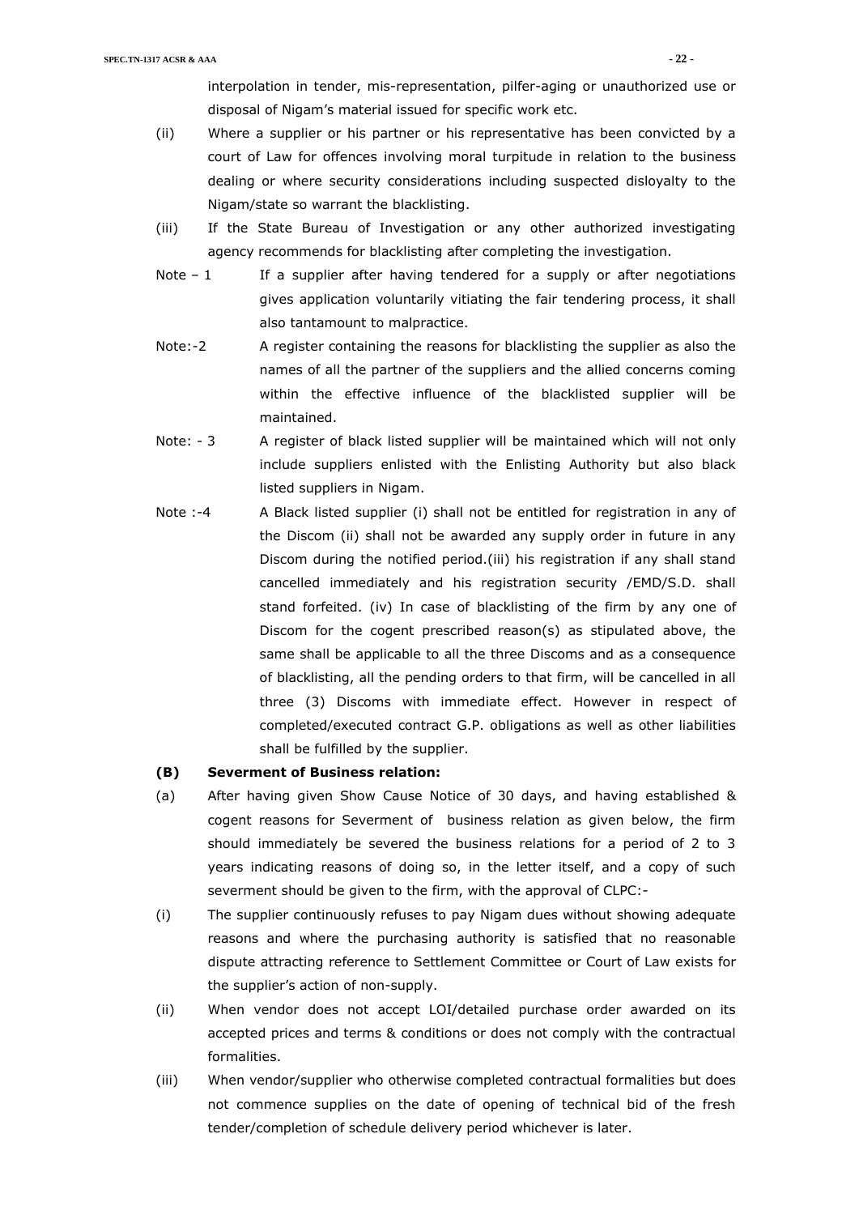interpolation in tender, mis-representation, pilfer-aging or unauthorized use or disposal of Nigam's material issued for specific work etc.

(ii) Where a supplier or his partner or his representative has been convicted by a court of Law for offences involving moral turpitude in relation to the business dealing or where security considerations including suspected disloyalty to the Nigam/state so warrant the blacklisting.

(iii) If the State Bureau of Investigation or any other authorized investigating agency recommends for blacklisting after completing the investigation.

Note – 1 If a supplier after having tendered for a supply or after negotiations gives application voluntarily vitiating the fair tendering process, it shall also tantamount to malpractice.

Note:-2 A register containing the reasons for blacklisting the supplier as also the names of all the partner of the suppliers and the allied concerns coming within the effective influence of the blacklisted supplier will be maintained.

Note: - 3 A register of black listed supplier will be maintained which will not only include suppliers enlisted with the Enlisting Authority but also black listed suppliers in Nigam.

Note :-4 A Black listed supplier (i) shall not be entitled for registration in any of the Discom (ii) shall not be awarded any supply order in future in any Discom during the notified period.(iii) his registration if any shall stand cancelled immediately and his registration security /EMD/S.D. shall stand forfeited. (iv) In case of blacklisting of the firm by any one of Discom for the cogent prescribed reason(s) as stipulated above, the same shall be applicable to all the three Discoms and as a consequence of blacklisting, all the pending orders to that firm, will be cancelled in all three (3) Discoms with immediate effect. However in respect of completed/executed contract G.P. obligations as well as other liabilities shall be fulfilled by the supplier.

**(B) Severment of Business relation:**

(a) After having given Show Cause Notice of 30 days, and having established & cogent reasons for Severment of business relation as given below, the firm should immediately be severed the business relations for a period of 2 to 3 years indicating reasons of doing so, in the letter itself, and a copy of such severment should be given to the firm, with the approval of CLPC:-

(i) The supplier continuously refuses to pay Nigam dues without showing adequate reasons and where the purchasing authority is satisfied that no reasonable dispute attracting reference to Settlement Committee or Court of Law exists for the supplier's action of non-supply.

(ii) When vendor does not accept LOI/detailed purchase order awarded on its accepted prices and terms & conditions or does not comply with the contractual formalities.

(iii) When vendor/supplier who otherwise completed contractual formalities but does not commence supplies on the date of opening of technical bid of the fresh tender/completion of schedule delivery period whichever is later.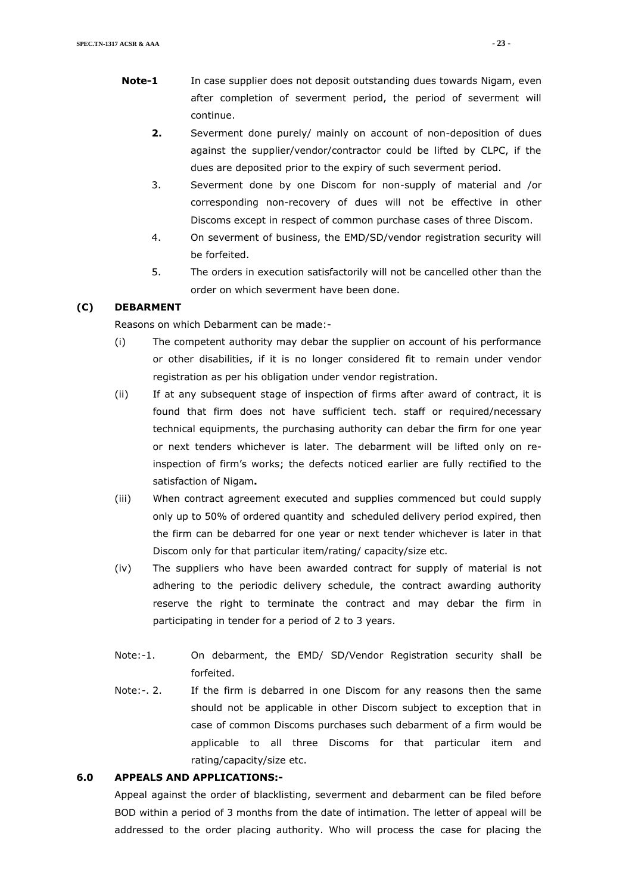**Note-1** In case supplier does not deposit outstanding dues towards Nigam, even after completion of severment period, the period of severment will continue.

**2.** Severment done purely/ mainly on account of non-deposition of dues against the supplier/vendor/contractor could be lifted by CLPC, if the dues are deposited prior to the expiry of such severment period.

3. Severment done by one Discom for non-supply of material and /or corresponding non-recovery of dues will not be effective in other Discoms except in respect of common purchase cases of three Discom.

4. On severment of business, the EMD/SD/vendor registration security will be forfeited.

5. The orders in execution satisfactorily will not be cancelled other than the order on which severment have been done.

**(C) DEBARMENT**

Reasons on which Debarment can be made:-

(i) The competent authority may debar the supplier on account of his performance or other disabilities, if it is no longer considered fit to remain under vendor registration as per his obligation under vendor registration.

(ii) If at any subsequent stage of inspection of firms after award of contract, it is found that firm does not have sufficient tech. staff or required/necessary technical equipments, the purchasing authority can debar the firm for one year or next tenders whichever is later. The debarment will be lifted only on re-inspection of firm's works; the defects noticed earlier are fully rectified to the satisfaction of Nigam**.**

(iii) When contract agreement executed and supplies commenced but could supply only up to 50% of ordered quantity and scheduled delivery period expired, then the firm can be debarred for one year or next tender whichever is later in that Discom only for that particular item/rating/ capacity/size etc.

(iv) The suppliers who have been awarded contract for supply of material is not adhering to the periodic delivery schedule, the contract awarding authority reserve the right to terminate the contract and may debar the firm in participating in tender for a period of 2 to 3 years.

Note:-1. On debarment, the EMD/ SD/Vendor Registration security shall be forfeited.

Note:-. 2. If the firm is debarred in one Discom for any reasons then the same should not be applicable in other Discom subject to exception that in case of common Discoms purchases such debarment of a firm would be applicable to all three Discoms for that particular item and rating/capacity/size etc.

**6.0 APPEALS AND APPLICATIONS:-**

Appeal against the order of blacklisting, severment and debarment can be filed before BOD within a period of 3 months from the date of intimation. The letter of appeal will be addressed to the order placing authority. Who will process the case for placing the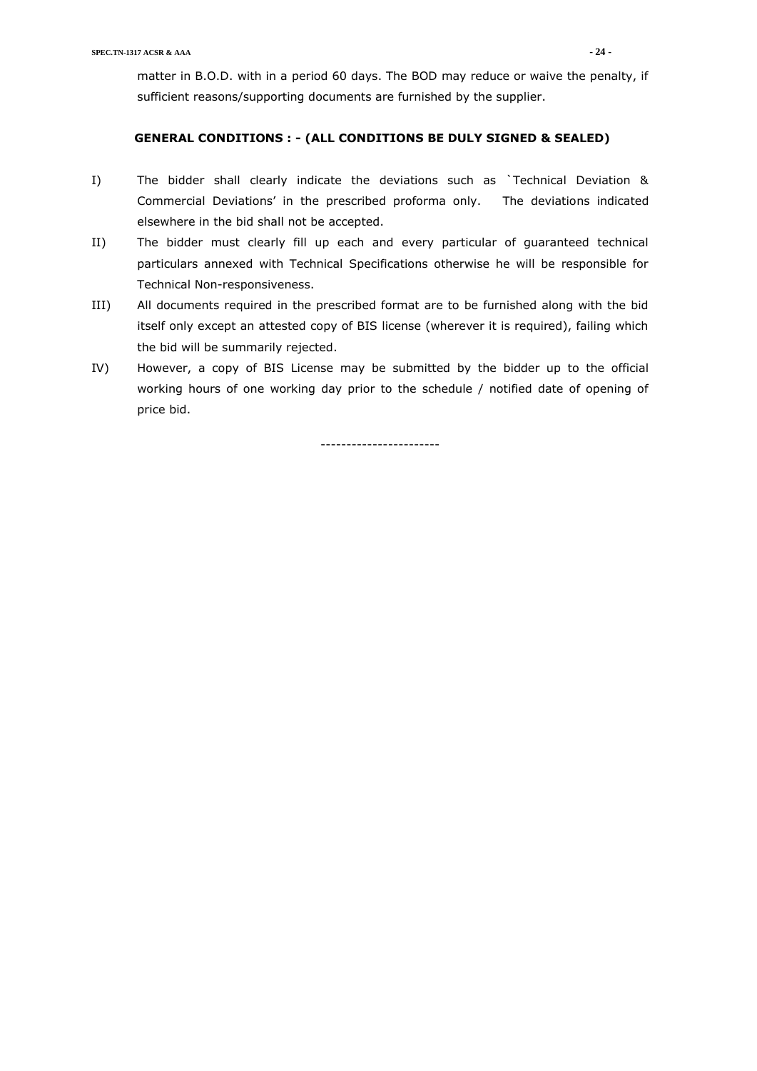matter in B.O.D. with in a period 60 days. The BOD may reduce or waive the penalty, if sufficient reasons/supporting documents are furnished by the supplier.

**GENERAL CONDITIONS : - (ALL CONDITIONS BE DULY SIGNED & SEALED)**

I) The bidder shall clearly indicate the deviations such as `Technical Deviation & Commercial Deviations' in the prescribed proforma only. The deviations indicated elsewhere in the bid shall not be accepted.

II) The bidder must clearly fill up each and every particular of guaranteed technical particulars annexed with Technical Specifications otherwise he will be responsible for Technical Non-responsiveness.

III) All documents required in the prescribed format are to be furnished along with the bid itself only except an attested copy of BIS license (wherever it is required), failing which the bid will be summarily rejected.

IV) However, a copy of BIS License may be submitted by the bidder up to the official working hours of one working day prior to the schedule / notified date of opening of price bid.

----------------------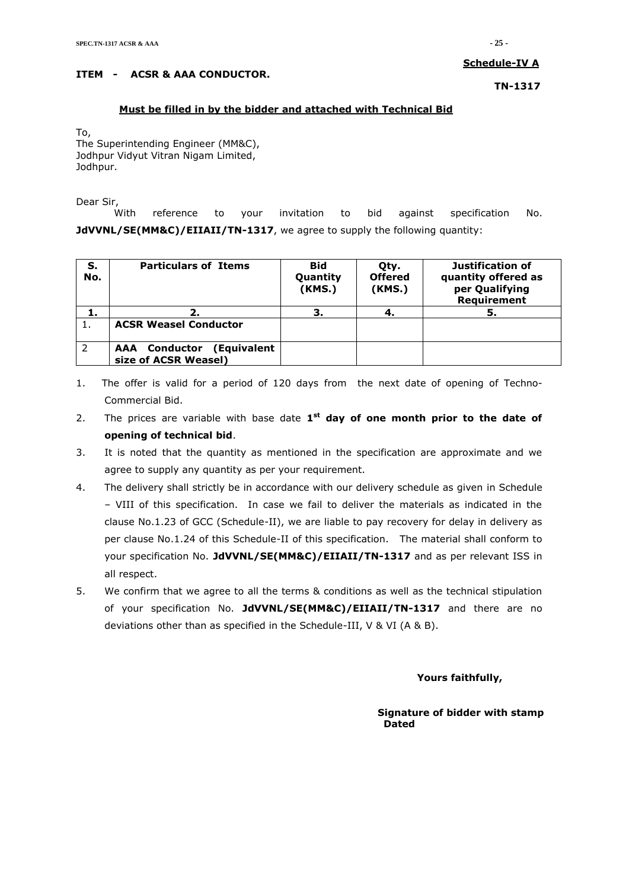**Schedule-IV A**

**ITEM - ACSR & AAA CONDUCTOR.**

**TN-1317**

**Must be filled in by the bidder and attached with Technical Bid**

To,
The Superintending Engineer (MM&C),
Jodhpur Vidyut Vitran Nigam Limited,
Jodhpur.

Dear Sir,

With reference to your invitation to bid against specification No. **JdVVNL/SE(MM&C)/EIIAII/TN-1317**, we agree to supply the following quantity:

| S. No. | Particulars of Items | Bid Quantity (KMS.) | Qty. Offered (KMS.) | Justification of quantity offered as per Qualifying Requirement |
|---|---|---|---|---|
| 1. | 2. | 3. | 4. | 5. |
| 1. | **ACSR Weasel Conductor** | | | |
| 2 | **AAA Conductor (Equivalent size of ACSR Weasel)** | | | |

1. The offer is valid for a period of 120 days from the next date of opening of Techno-Commercial Bid.
2. The prices are variable with base date **1st day of one month prior to the date of opening of technical bid**.
3. It is noted that the quantity as mentioned in the specification are approximate and we agree to supply any quantity as per your requirement.
4. The delivery shall strictly be in accordance with our delivery schedule as given in Schedule – VIII of this specification. In case we fail to deliver the materials as indicated in the clause No.1.23 of GCC (Schedule-II), we are liable to pay recovery for delay in delivery as per clause No.1.24 of this Schedule-II of this specification. The material shall conform to your specification No. **JdVVNL/SE(MM&C)/EIIAII/TN-1317** and as per relevant ISS in all respect.
5. We confirm that we agree to all the terms & conditions as well as the technical stipulation of your specification No. **JdVVNL/SE(MM&C)/EIIAII/TN-1317** and there are no deviations other than as specified in the Schedule-III, V & VI (A & B).

**Yours faithfully,**

**Signature of bidder with stamp**
**Dated**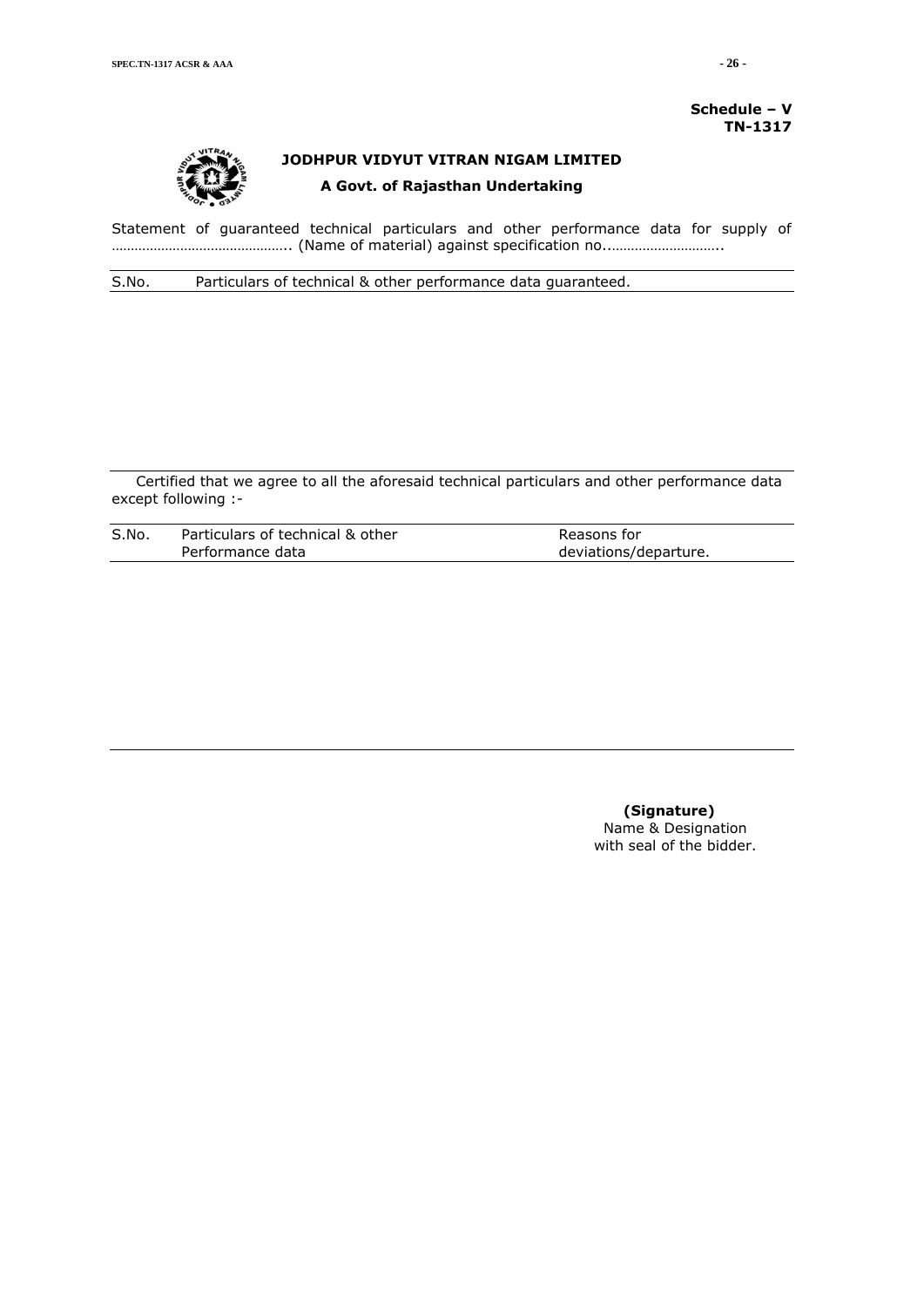**Schedule – V**
**TN-1317**

**JODHPUR VIDYUT VITRAN NIGAM LIMITED**

**A Govt. of Rajasthan Undertaking**

Statement of guaranteed technical particulars and other performance data for supply of ……………………………………….. (Name of material) against specification no..………………………..

| S.No. | Particulars of technical & other performance data guaranteed. |
|---|---|
| | |

Certified that we agree to all the aforesaid technical particulars and other performance data except following :-

| S.No. | Particulars of technical & other Performance data | Reasons for deviations/departure. |
|---|---|---|
| | | |

**(Signature)**
Name & Designation
with seal of the bidder.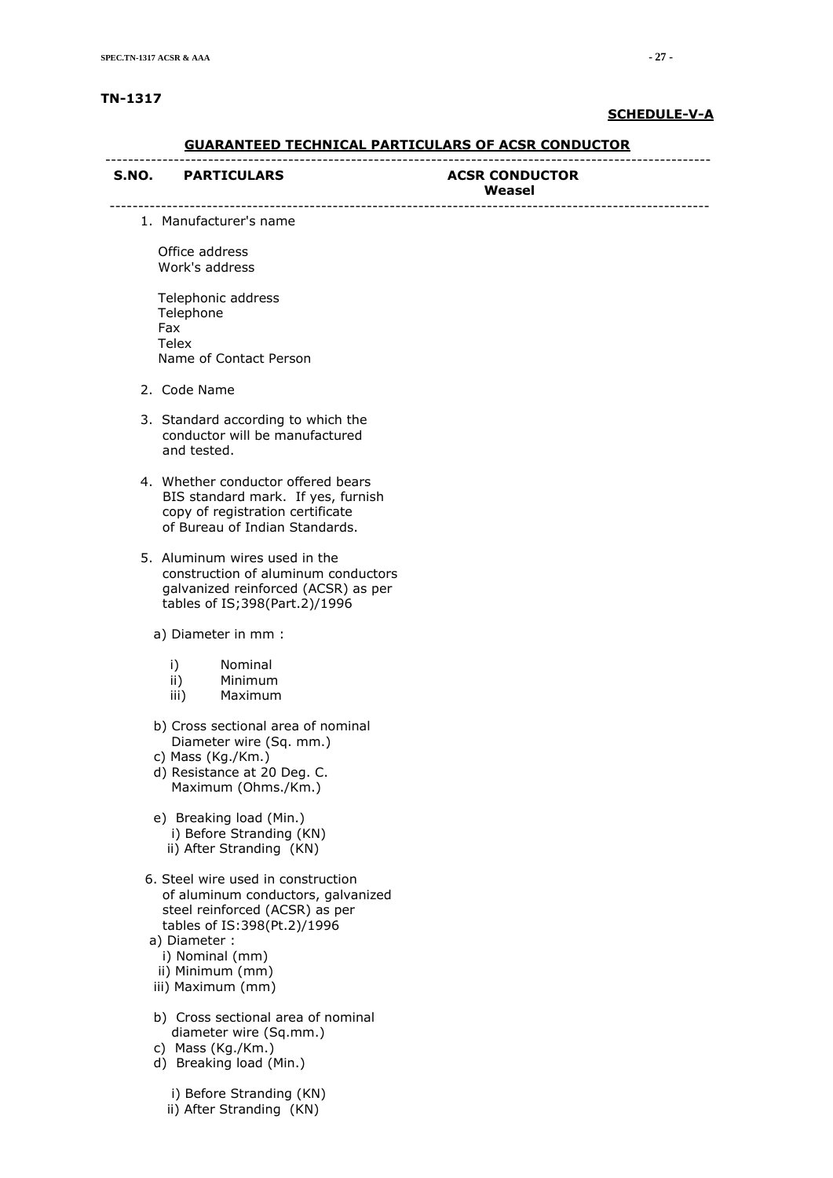**TN-1317**

**SCHEDULE-V-A**

## GUARANTEED TECHNICAL PARTICULARS OF ACSR CONDUCTOR

| S.NO. | PARTICULARS | ACSR CONDUCTOR Weasel |
|---|---|---|
| 1. | Manufacturer's name | |
| | Office address | |
| | Work's address | |
| | Telephonic address | |
| | Telephone | |
| | Fax | |
| | Telex | |
| | Name of Contact Person | |
| 2. | Code Name | |
| 3. | Standard according to which the conductor will be manufactured and tested. | |
| 4. | Whether conductor offered bears BIS standard mark. If yes, furnish copy of registration certificate of Bureau of Indian Standards. | |
| 5. | Aluminum wires used in the construction of aluminum conductors galvanized reinforced (ACSR) as per tables of IS;398(Part.2)/1996 | |
| | a) Diameter in mm : | |
| | i) Nominal | |
| | ii) Minimum | |
| | iii) Maximum | |
| | b) Cross sectional area of nominal Diameter wire (Sq. mm.) | |
| | c) Mass (Kg./Km.) | |
| | d) Resistance at 20 Deg. C. Maximum (Ohms./Km.) | |
| | e) Breaking load (Min.) | |
| | i) Before Stranding (KN) | |
| | ii) After Stranding (KN) | |
| 6. | Steel wire used in construction of aluminum conductors, galvanized steel reinforced (ACSR) as per tables of IS:398(Pt.2)/1996 | |
| | a) Diameter : | |
| | i) Nominal (mm) | |
| | ii) Minimum (mm) | |
| | iii) Maximum (mm) | |
| | b) Cross sectional area of nominal diameter wire (Sq.mm.) | |
| | c) Mass (Kg./Km.) | |
| | d) Breaking load (Min.) | |
| | i) Before Stranding (KN) | |
| | ii) After Stranding (KN) | |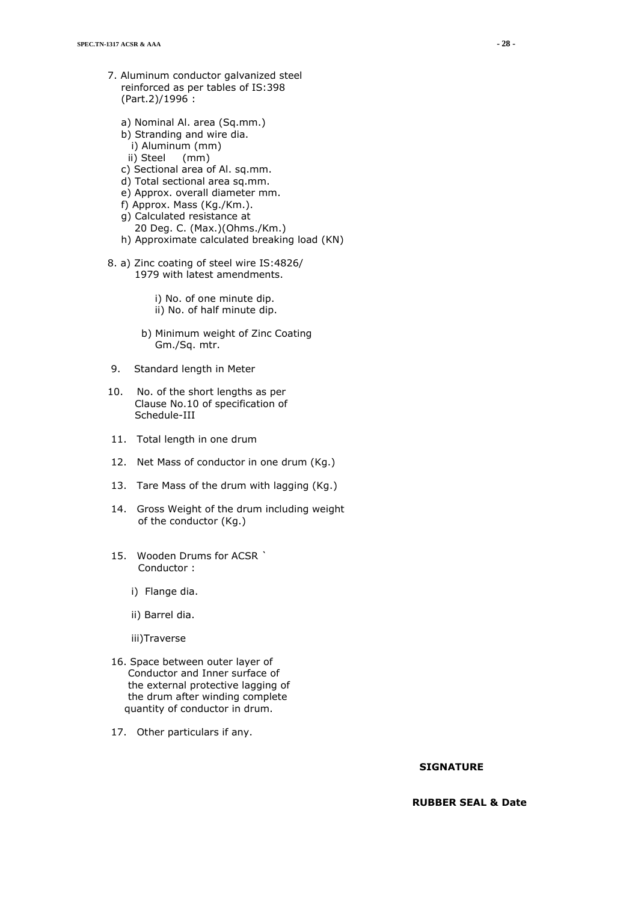7. Aluminum conductor galvanized steel reinforced as per tables of IS:398 (Part.2)/1996 :

   a) Nominal Al. area (Sq.mm.)
   b) Stranding and wire dia.
      i) Aluminum (mm)
      ii) Steel (mm)
   c) Sectional area of Al. sq.mm.
   d) Total sectional area sq.mm.
   e) Approx. overall diameter mm.
   f) Approx. Mass (Kg./Km.).
   g) Calculated resistance at 20 Deg. C. (Max.)(Ohms./Km.)
   h) Approximate calculated breaking load (KN)

8. a) Zinc coating of steel wire IS:4826/ 1979 with latest amendments.

      i) No. of one minute dip.
      ii) No. of half minute dip.

   b) Minimum weight of Zinc Coating Gm./Sq. mtr.

9. Standard length in Meter

10. No. of the short lengths as per Clause No.10 of specification of Schedule-III

11. Total length in one drum

12. Net Mass of conductor in one drum (Kg.)

13. Tare Mass of the drum with lagging (Kg.)

14. Gross Weight of the drum including weight of the conductor (Kg.)

15. Wooden Drums for ACSR ` Conductor :

    i) Flange dia.

    ii) Barrel dia.

    iii)Traverse

16. Space between outer layer of Conductor and Inner surface of the external protective lagging of the drum after winding complete quantity of conductor in drum.

17. Other particulars if any.

**SIGNATURE**

**RUBBER SEAL & Date**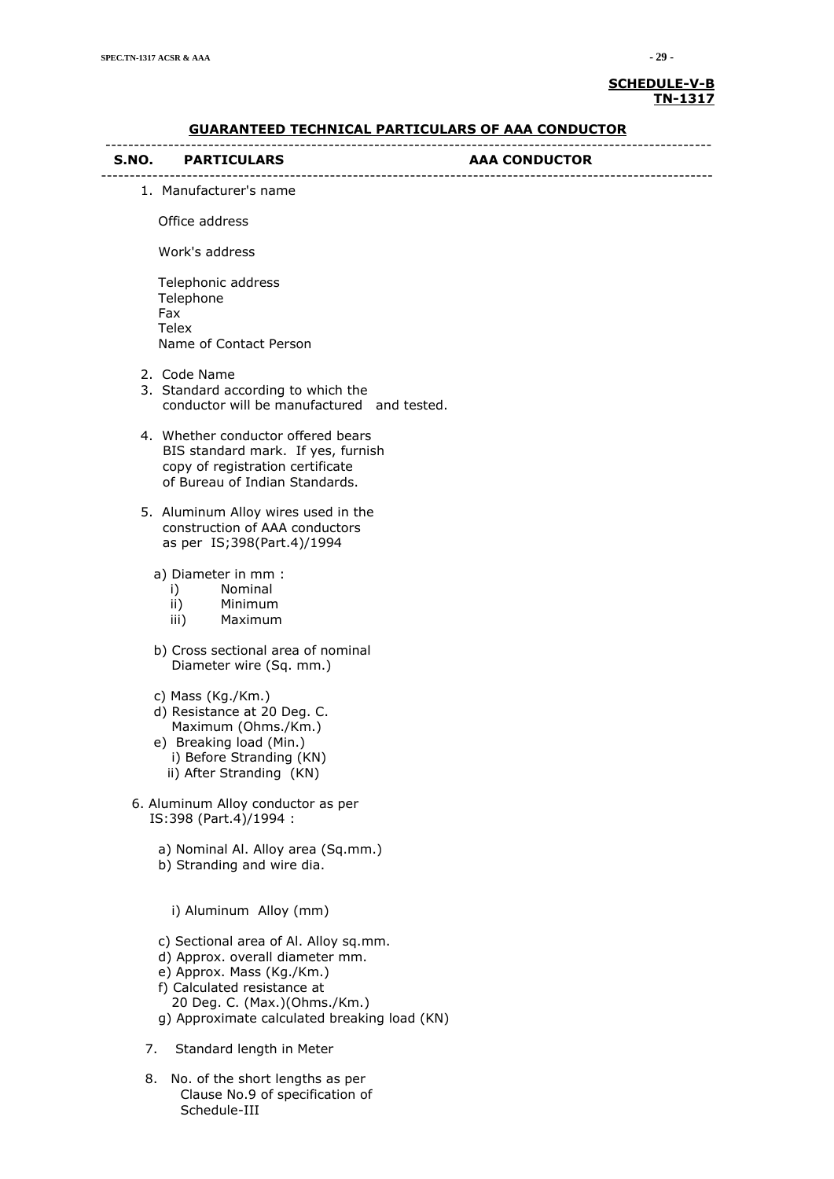**SCHEDULE-V-B**
**TN-1317**

## GUARANTEED TECHNICAL PARTICULARS OF AAA CONDUCTOR

| S.NO. | PARTICULARS | AAA CONDUCTOR |
|---|---|---|

1. Manufacturer's name

   Office address

   Work's address

   Telephonic address
   Telephone
   Fax
   Telex
   Name of Contact Person

2. Code Name
3. Standard according to which the conductor will be manufactured and tested.
4. Whether conductor offered bears BIS standard mark. If yes, furnish copy of registration certificate of Bureau of Indian Standards.
5. Aluminum Alloy wires used in the construction of AAA conductors as per IS;398(Part.4)/1994

   a) Diameter in mm :
      i) Nominal
      ii) Minimum
      iii) Maximum

   b) Cross sectional area of nominal Diameter wire (Sq. mm.)

   c) Mass (Kg./Km.)
   d) Resistance at 20 Deg. C. Maximum (Ohms./Km.)
   e) Breaking load (Min.)
      i) Before Stranding (KN)
      ii) After Stranding (KN)

6. Aluminum Alloy conductor as per IS:398 (Part.4)/1994 :

   a) Nominal Al. Alloy area (Sq.mm.)
   b) Stranding and wire dia.

      i) Aluminum Alloy (mm)

   c) Sectional area of Al. Alloy sq.mm.
   d) Approx. overall diameter mm.
   e) Approx. Mass (Kg./Km.)
   f) Calculated resistance at 20 Deg. C. (Max.)(Ohms./Km.)
   g) Approximate calculated breaking load (KN)

7. Standard length in Meter
8. No. of the short lengths as per Clause No.9 of specification of Schedule-III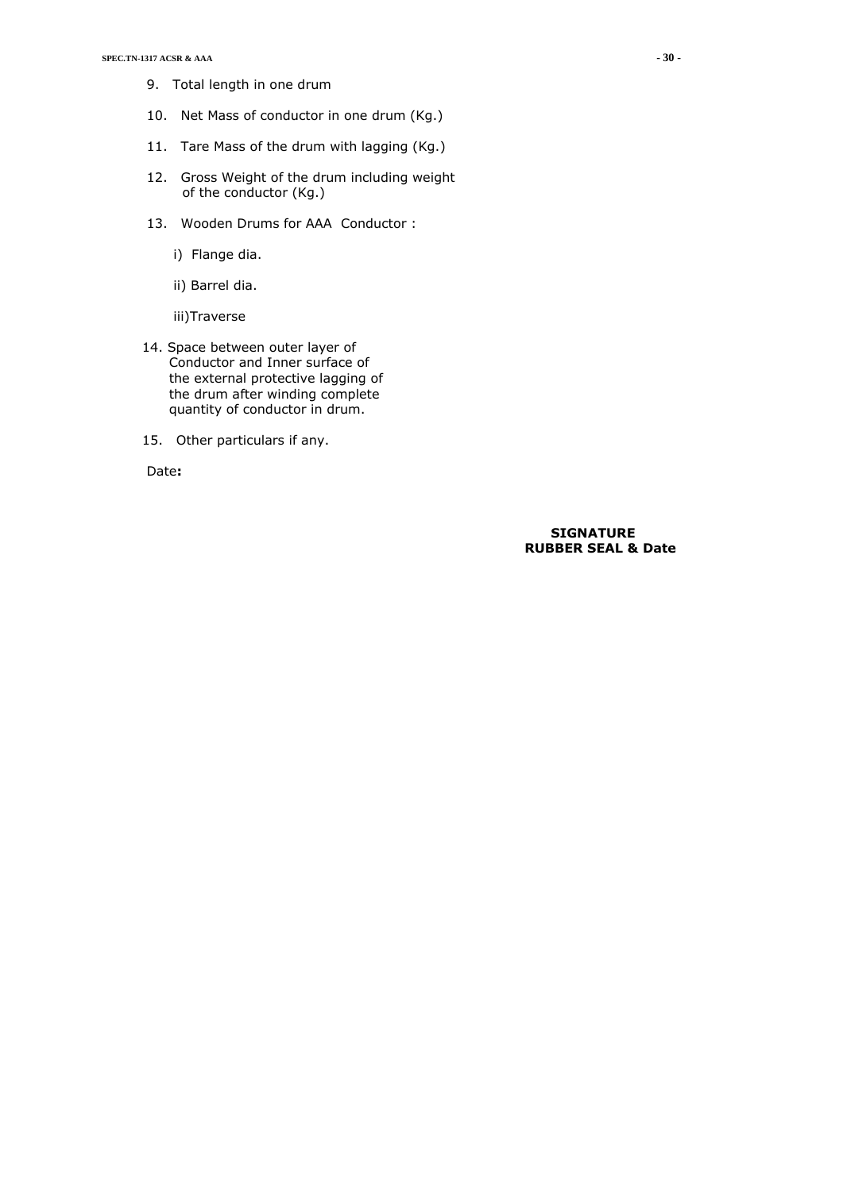9. Total length in one drum

10. Net Mass of conductor in one drum (Kg.)

11. Tare Mass of the drum with lagging (Kg.)

12. Gross Weight of the drum including weight of the conductor (Kg.)

13. Wooden Drums for AAA Conductor :

    i) Flange dia.

    ii) Barrel dia.

    iii)Traverse

14. Space between outer layer of Conductor and Inner surface of the external protective lagging of the drum after winding complete quantity of conductor in drum.

15. Other particulars if any.

Date**:**

**SIGNATURE**
**RUBBER SEAL & Date**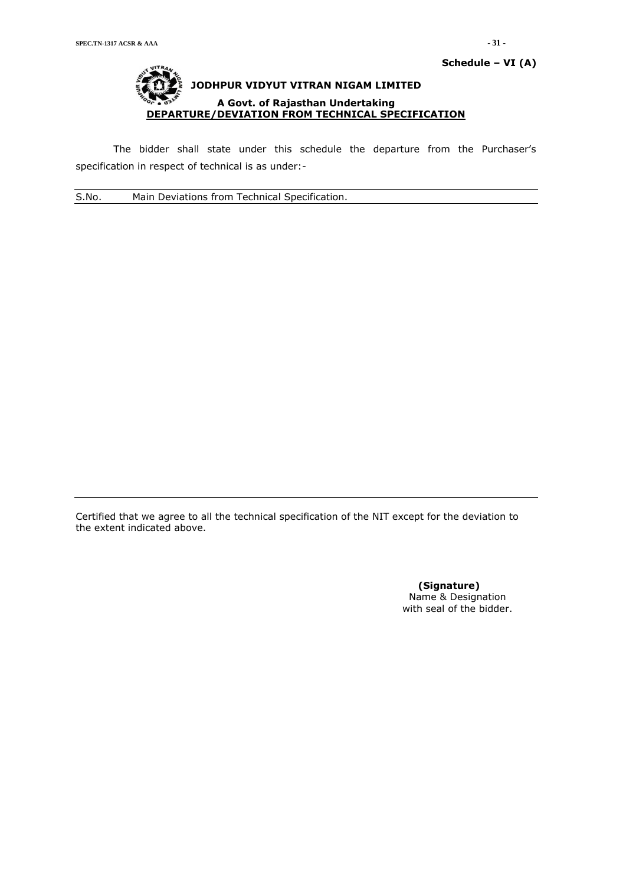**Schedule – VI (A)**

# JODHPUR VIDYUT VITRAN NIGAM LIMITED

### A Govt. of Rajasthan Undertaking

## DEPARTURE/DEVIATION FROM TECHNICAL SPECIFICATION

The bidder shall state under this schedule the departure from the Purchaser's specification in respect of technical is as under:-

| S.No. | Main Deviations from Technical Specification. |
|---|---|
| | |

Certified that we agree to all the technical specification of the NIT except for the deviation to the extent indicated above.

**(Signature)**
Name & Designation
with seal of the bidder.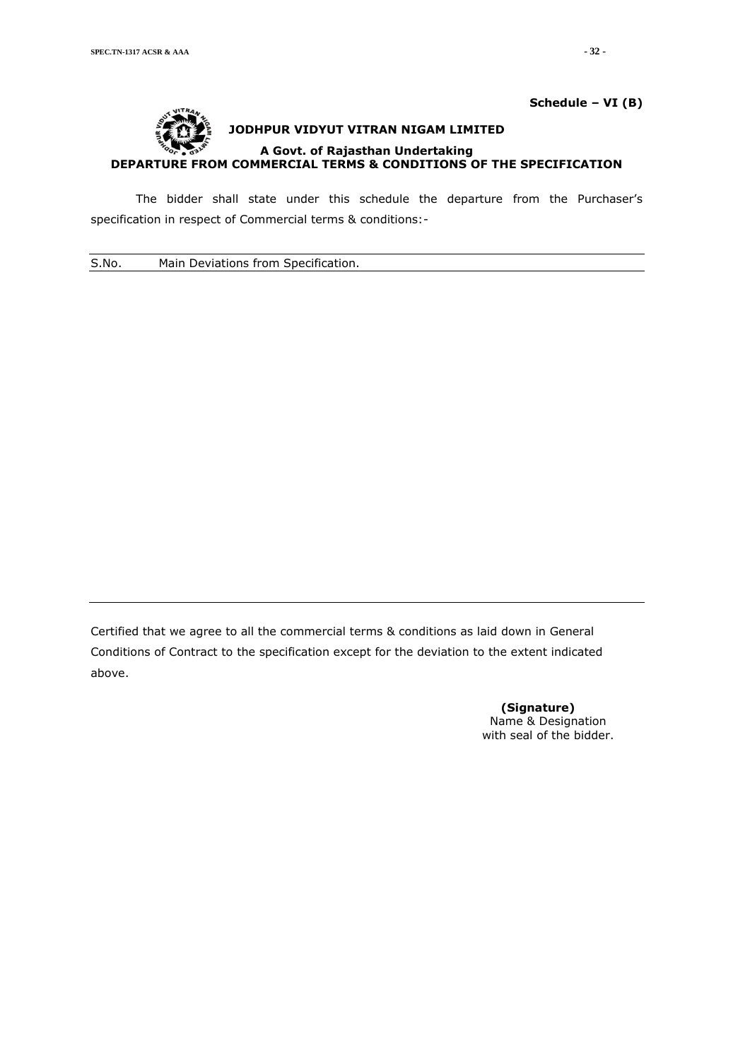**Schedule – VI (B)**

# JODHPUR VIDYUT VITRAN NIGAM LIMITED

**A Govt. of Rajasthan Undertaking**

## DEPARTURE FROM COMMERCIAL TERMS & CONDITIONS OF THE SPECIFICATION

The bidder shall state under this schedule the departure from the Purchaser's specification in respect of Commercial terms & conditions:-

| S.No. | Main Deviations from Specification. |
|---|---|
| | |

Certified that we agree to all the commercial terms & conditions as laid down in General Conditions of Contract to the specification except for the deviation to the extent indicated above.

**(Signature)**
Name & Designation
with seal of the bidder.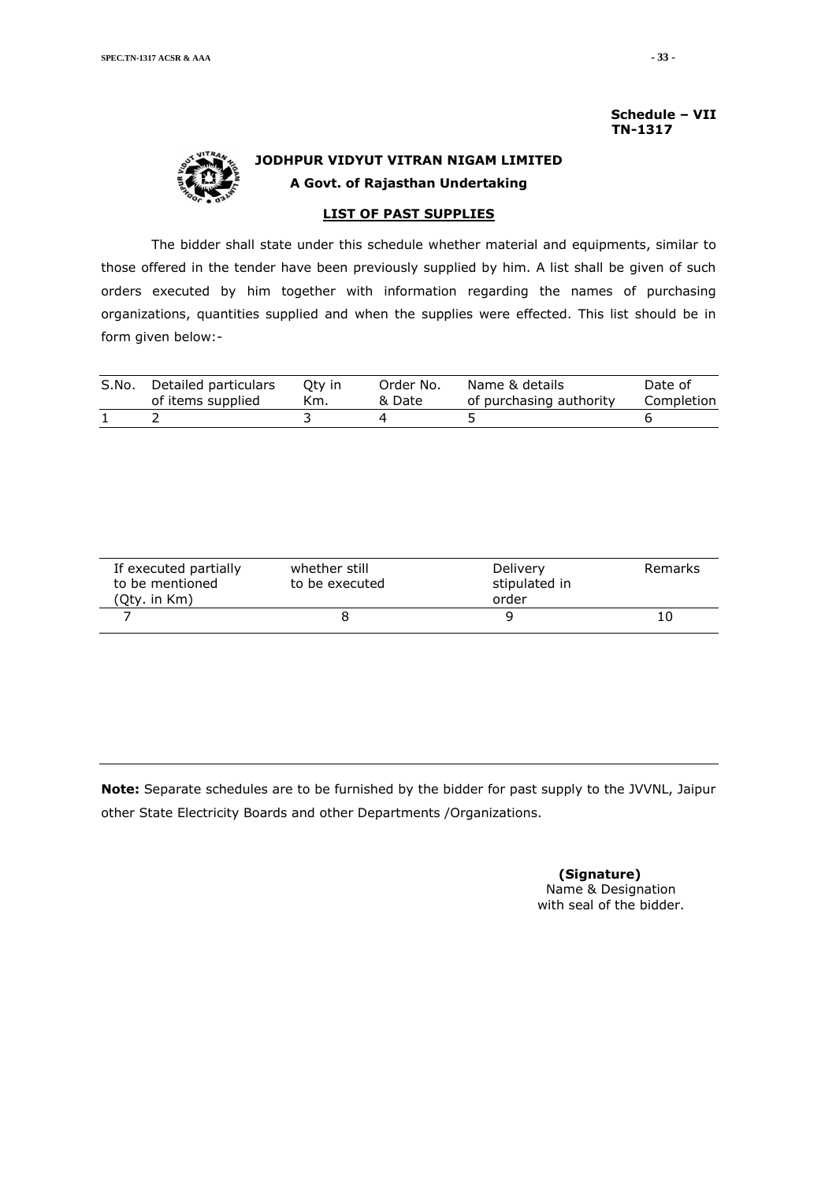**Schedule – VII**
**TN-1317**

**JODHPUR VIDYUT VITRAN NIGAM LIMITED**

**A Govt. of Rajasthan Undertaking**

## LIST OF PAST SUPPLIES

The bidder shall state under this schedule whether material and equipments, similar to those offered in the tender have been previously supplied by him. A list shall be given of such orders executed by him together with information regarding the names of purchasing organizations, quantities supplied and when the supplies were effected. This list should be in form given below:-

| S.No. | Detailed particulars of items supplied | Qty in Km. | Order No. & Date | Name & details of purchasing authority | Date of Completion |
|---|---|---|---|---|---|
| 1 | 2 | 3 | 4 | 5 | 6 |

| If executed partially to be mentioned (Qty. in Km) | whether still to be executed | Delivery stipulated in order | Remarks |
|---|---|---|---|
| 7 | 8 | 9 | 10 |

**Note:** Separate schedules are to be furnished by the bidder for past supply to the JVVNL, Jaipur other State Electricity Boards and other Departments /Organizations.

**(Signature)**
Name & Designation
with seal of the bidder.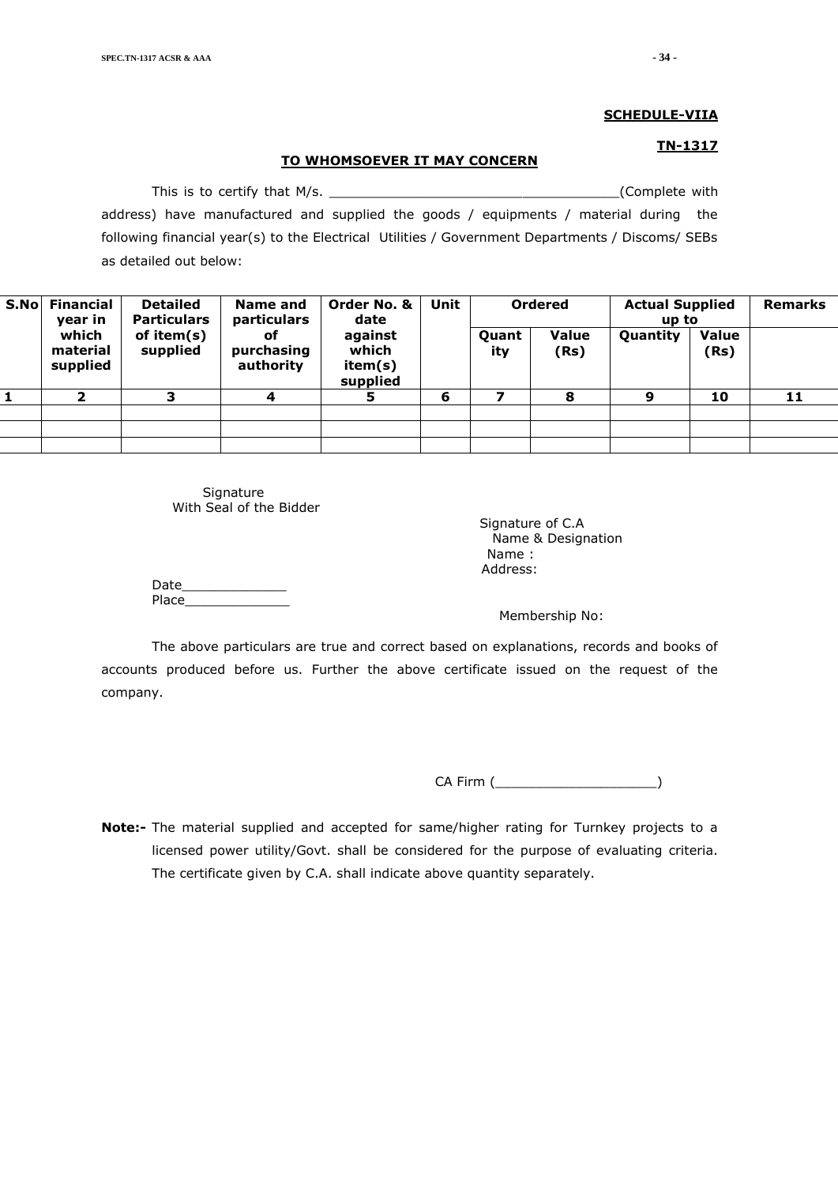**SCHEDULE-VIIA**

**TN-1317**

**TO WHOMSOEVER IT MAY CONCERN**

This is to certify that M/s. ___________________________________(Complete with address) have manufactured and supplied the goods / equipments / material during the following financial year(s) to the Electrical Utilities / Government Departments / Discoms/ SEBs as detailed out below:

| S.No | Financial year in which material supplied | Detailed Particulars of item(s) supplied | Name and particulars of purchasing authority | Order No. & date against which item(s) supplied | Unit | Ordered | | Actual Supplied up to | | Remarks |
|---|---|---|---|---|---|---|---|---|---|---|
| | | | | | | Quantity | Value (Rs) | Quantity | Value (Rs) | |
| 1 | 2 | 3 | 4 | 5 | 6 | 7 | 8 | 9 | 10 | 11 |
| | | | | | | | | | | |
| | | | | | | | | | | |
| | | | | | | | | | | |

Signature
With Seal of the Bidder

Signature of C.A
Name & Designation
Name :
Address:

Date_____________
Place_____________

Membership No:

The above particulars are true and correct based on explanations, records and books of accounts produced before us. Further the above certificate issued on the request of the company.

CA Firm (____________________)

**Note:-** The material supplied and accepted for same/higher rating for Turnkey projects to a licensed power utility/Govt. shall be considered for the purpose of evaluating criteria. The certificate given by C.A. shall indicate above quantity separately.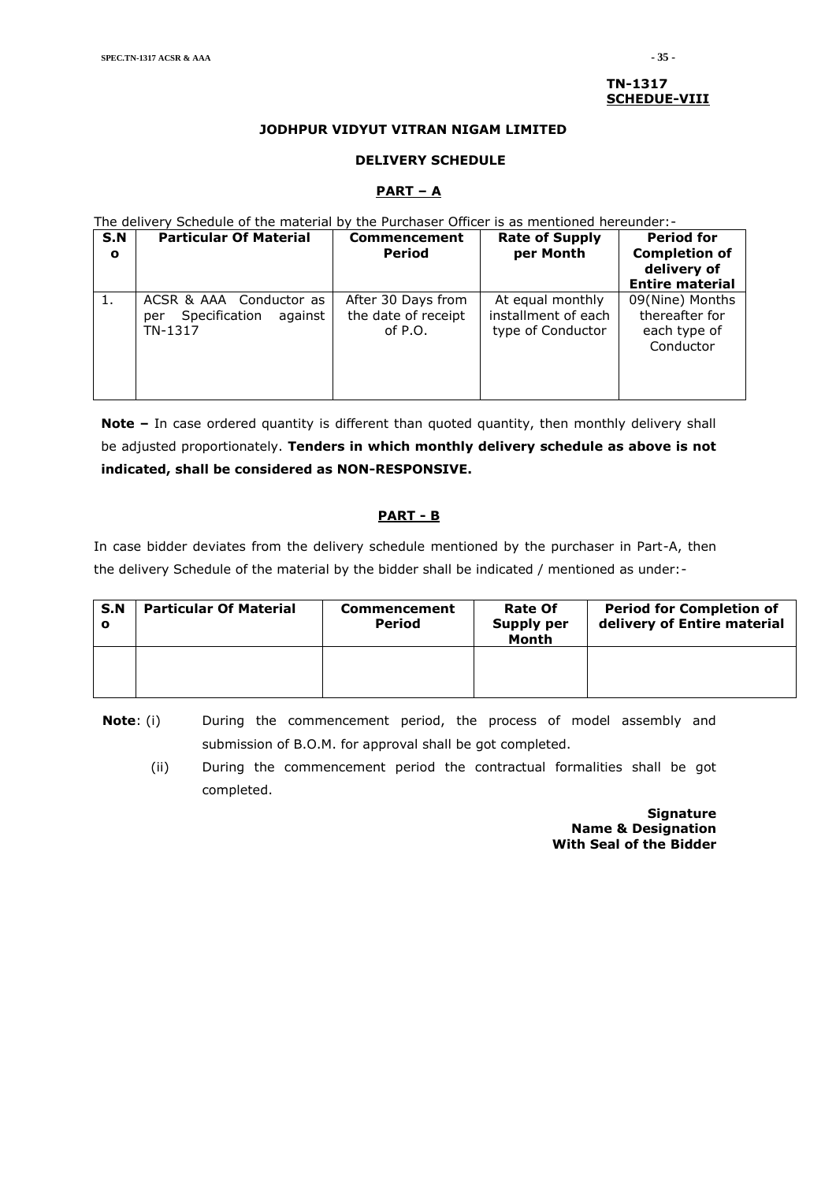**TN-1317**
**SCHEDUE-VIII**

## JODHPUR VIDYUT VITRAN NIGAM LIMITED

## DELIVERY SCHEDULE

### PART – A

The delivery Schedule of the material by the Purchaser Officer is as mentioned hereunder:-

| S.No | Particular Of Material | Commencement Period | Rate of Supply per Month | Period for Completion of delivery of Entire material |
|---|---|---|---|---|
| 1. | ACSR & AAA Conductor as per Specification against TN-1317 | After 30 Days from the date of receipt of P.O. | At equal monthly installment of each type of Conductor | 09(Nine) Months thereafter for each type of Conductor |

**Note –** In case ordered quantity is different than quoted quantity, then monthly delivery shall be adjusted proportionately. **Tenders in which monthly delivery schedule as above is not indicated, shall be considered as NON-RESPONSIVE.**

### PART - B

In case bidder deviates from the delivery schedule mentioned by the purchaser in Part-A, then the delivery Schedule of the material by the bidder shall be indicated / mentioned as under:-

| S.No | Particular Of Material | Commencement Period | Rate Of Supply per Month | Period for Completion of delivery of Entire material |
|---|---|---|---|---|
| | | | | |

**Note**: (i) During the commencement period, the process of model assembly and submission of B.O.M. for approval shall be got completed.

(ii) During the commencement period the contractual formalities shall be got completed.

**Signature**
**Name & Designation**
**With Seal of the Bidder**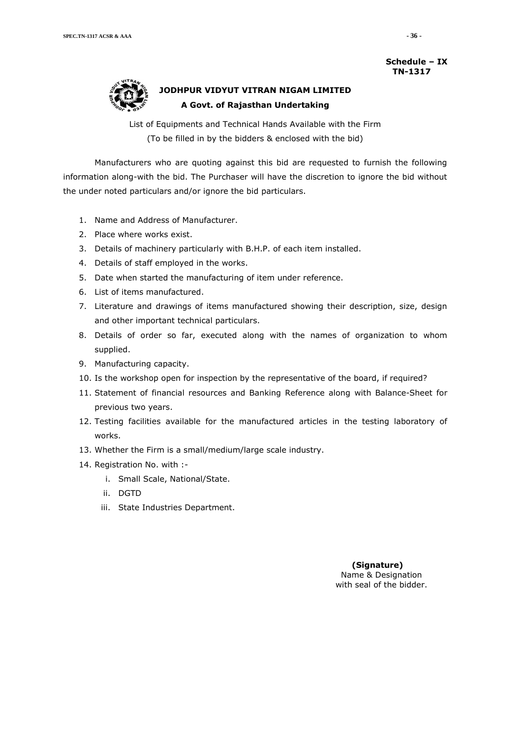**Schedule – IX**
**TN-1317**

# JODHPUR VIDYUT VITRAN NIGAM LIMITED

## A Govt. of Rajasthan Undertaking

List of Equipments and Technical Hands Available with the Firm
(To be filled in by the bidders & enclosed with the bid)

Manufacturers who are quoting against this bid are requested to furnish the following information along-with the bid. The Purchaser will have the discretion to ignore the bid without the under noted particulars and/or ignore the bid particulars.

1. Name and Address of Manufacturer.
2. Place where works exist.
3. Details of machinery particularly with B.H.P. of each item installed.
4. Details of staff employed in the works.
5. Date when started the manufacturing of item under reference.
6. List of items manufactured.
7. Literature and drawings of items manufactured showing their description, size, design and other important technical particulars.
8. Details of order so far, executed along with the names of organization to whom supplied.
9. Manufacturing capacity.
10. Is the workshop open for inspection by the representative of the board, if required?
11. Statement of financial resources and Banking Reference along with Balance-Sheet for previous two years.
12. Testing facilities available for the manufactured articles in the testing laboratory of works.
13. Whether the Firm is a small/medium/large scale industry.
14. Registration No. with :-
    1. Small Scale, National/State.
    2. DGTD
    3. State Industries Department.

**(Signature)**
Name & Designation
with seal of the bidder.